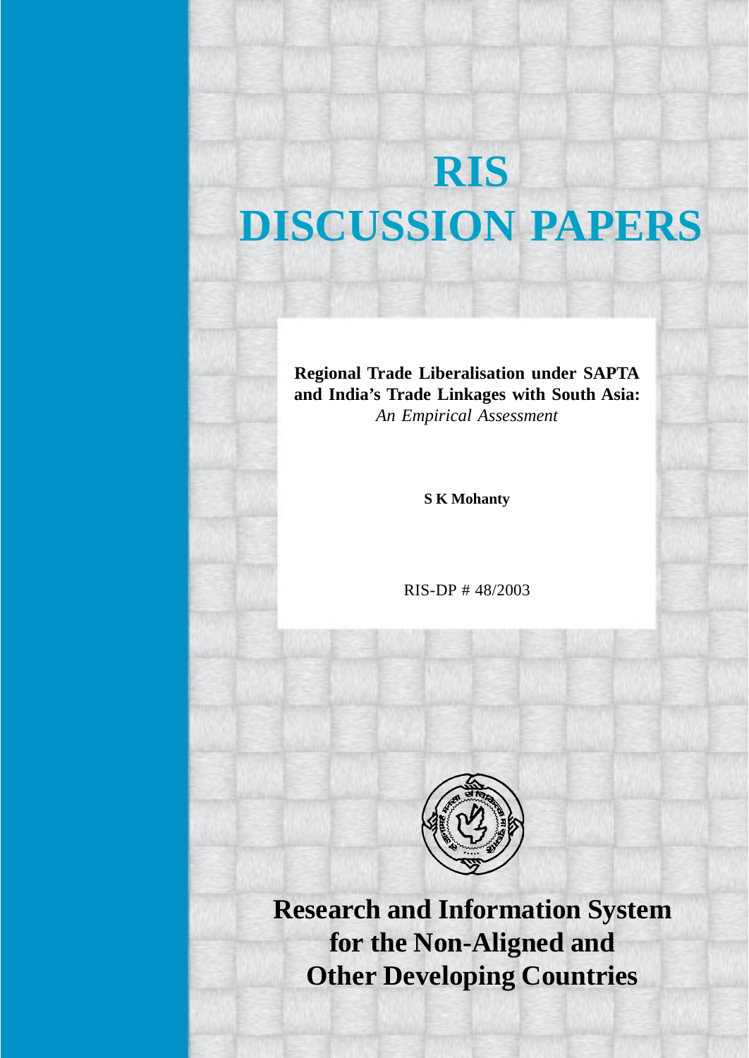# RIS
# DISCUSSION PAPERS

**Regional Trade Liberalisation under SAPTA and India's Trade Linkages with South Asia:**
*An Empirical Assessment*

**S K Mohanty**

RIS-DP # 48/2003

**Research and Information System for the Non-Aligned and Other Developing Countries**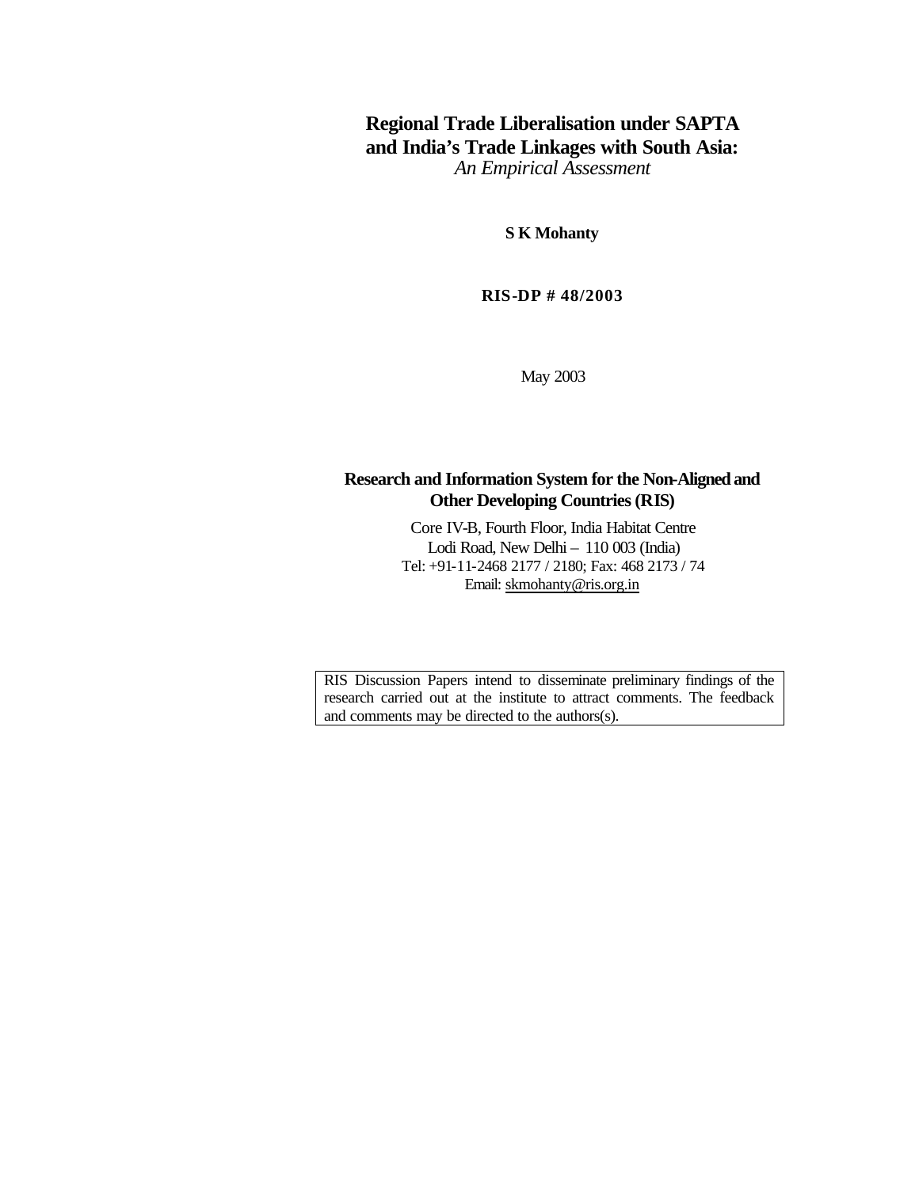# Regional Trade Liberalisation under SAPTA and India's Trade Linkages with South Asia:

*An Empirical Assessment*

**S K Mohanty**

**RIS-DP # 48/2003**

May 2003

**Research and Information System for the Non-Aligned and Other Developing Countries (RIS)**

Core IV-B, Fourth Floor, India Habitat Centre
Lodi Road, New Delhi – 110 003 (India)
Tel: +91-11-2468 2177 / 2180; Fax: 468 2173 / 74
Email: skmohanty@ris.org.in

RIS Discussion Papers intend to disseminate preliminary findings of the research carried out at the institute to attract comments. The feedback and comments may be directed to the authors(s).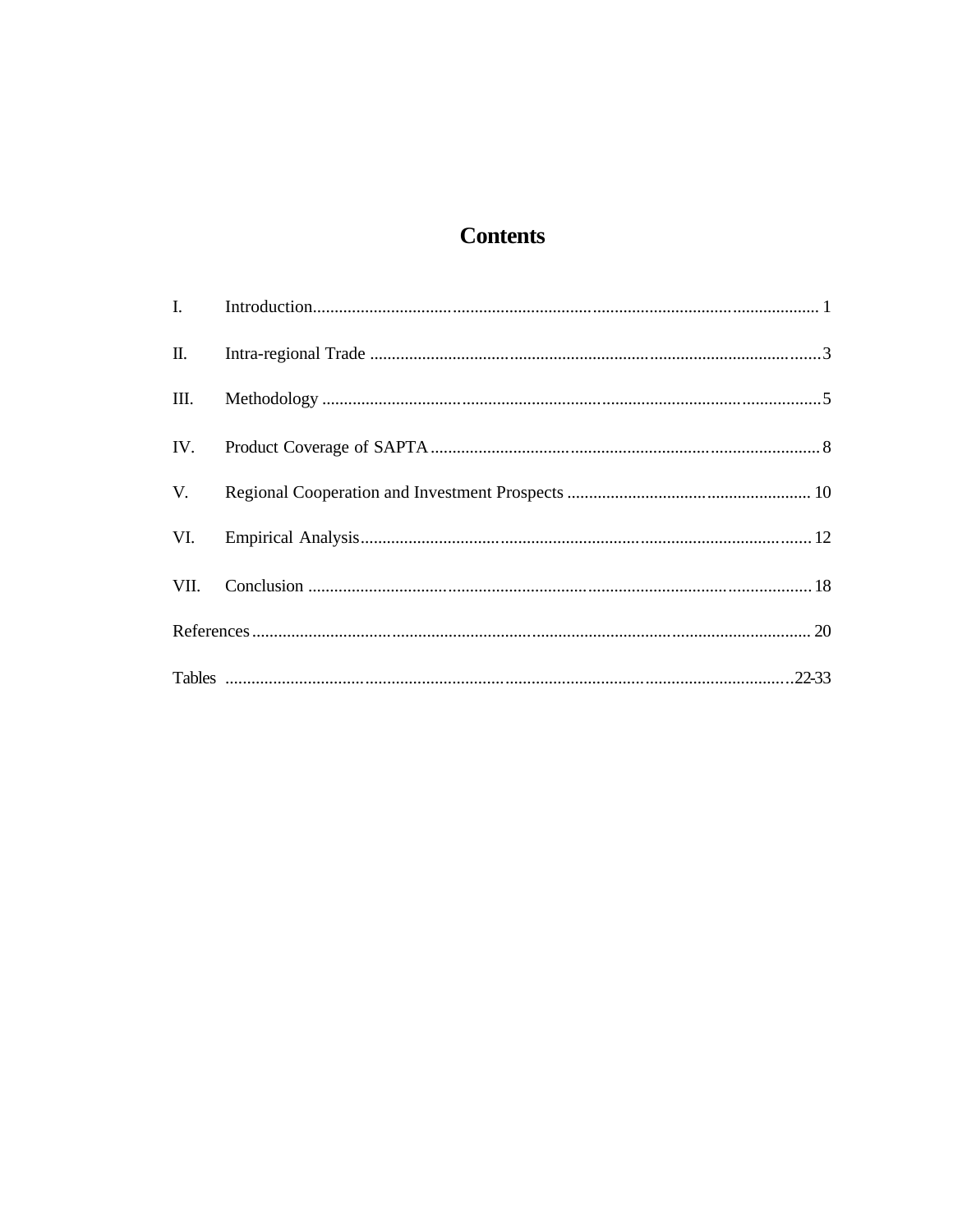# Contents

| | | |
|---|---|---|
| I. | Introduction | 1 |
| II. | Intra-regional Trade | 3 |
| III. | Methodology | 5 |
| IV. | Product Coverage of SAPTA | 8 |
| V. | Regional Cooperation and Investment Prospects | 10 |
| VI. | Empirical Analysis | 12 |
| VII. | Conclusion | 18 |
| References | | 20 |
| Tables | | 22-33 |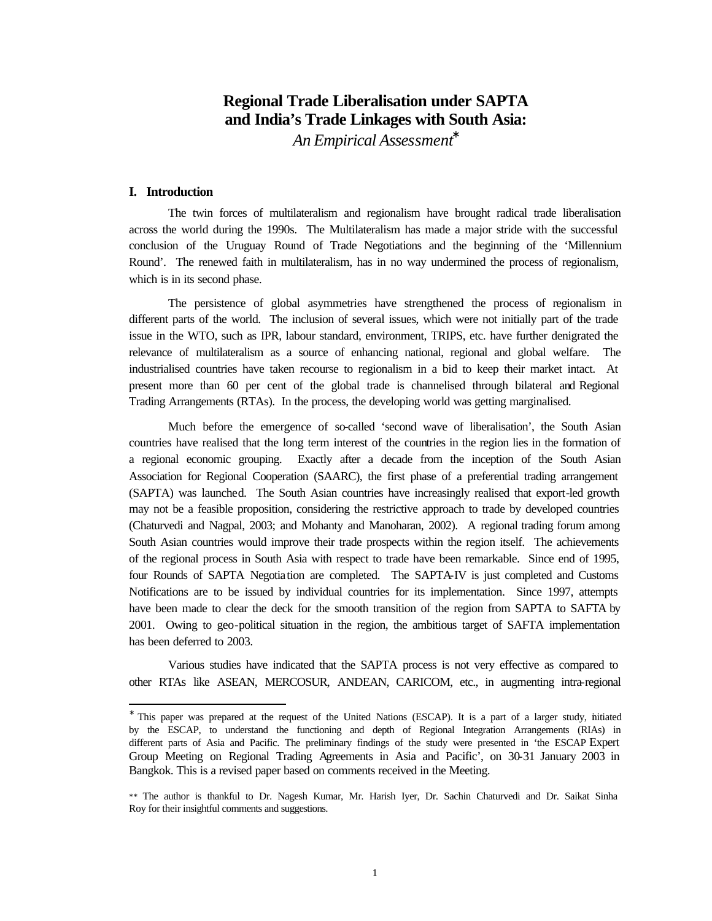# Regional Trade Liberalisation under SAPTA and India's Trade Linkages with South Asia:

*An Empirical Assessment*[*]

## I. Introduction

The twin forces of multilateralism and regionalism have brought radical trade liberalisation across the world during the 1990s. The Multilateralism has made a major stride with the successful conclusion of the Uruguay Round of Trade Negotiations and the beginning of the 'Millennium Round'. The renewed faith in multilateralism, has in no way undermined the process of regionalism, which is in its second phase.

The persistence of global asymmetries have strengthened the process of regionalism in different parts of the world. The inclusion of several issues, which were not initially part of the trade issue in the WTO, such as IPR, labour standard, environment, TRIPS, etc. have further denigrated the relevance of multilateralism as a source of enhancing national, regional and global welfare. The industrialised countries have taken recourse to regionalism in a bid to keep their market intact. At present more than 60 per cent of the global trade is channelised through bilateral and Regional Trading Arrangements (RTAs). In the process, the developing world was getting marginalised.

Much before the emergence of so-called 'second wave of liberalisation', the South Asian countries have realised that the long term interest of the countries in the region lies in the formation of a regional economic grouping. Exactly after a decade from the inception of the South Asian Association for Regional Cooperation (SAARC), the first phase of a preferential trading arrangement (SAPTA) was launched. The South Asian countries have increasingly realised that export-led growth may not be a feasible proposition, considering the restrictive approach to trade by developed countries (Chaturvedi and Nagpal, 2003; and Mohanty and Manoharan, 2002). A regional trading forum among South Asian countries would improve their trade prospects within the region itself. The achievements of the regional process in South Asia with respect to trade have been remarkable. Since end of 1995, four Rounds of SAPTA Negotiation are completed. The SAPTA-IV is just completed and Customs Notifications are to be issued by individual countries for its implementation. Since 1997, attempts have been made to clear the deck for the smooth transition of the region from SAPTA to SAFTA by 2001. Owing to geo-political situation in the region, the ambitious target of SAFTA implementation has been deferred to 2003.

Various studies have indicated that the SAPTA process is not very effective as compared to other RTAs like ASEAN, MERCOSUR, ANDEAN, CARICOM, etc., in augmenting intra-regional

---

[*] This paper was prepared at the request of the United Nations (ESCAP). It is a part of a larger study, initiated by the ESCAP, to understand the functioning and depth of Regional Integration Arrangements (RIAs) in different parts of Asia and Pacific. The preliminary findings of the study were presented in 'the ESCAP Expert Group Meeting on Regional Trading Agreements in Asia and Pacific', on 30-31 January 2003 in Bangkok. This is a revised paper based on comments received in the Meeting.

[**] The author is thankful to Dr. Nagesh Kumar, Mr. Harish Iyer, Dr. Sachin Chaturvedi and Dr. Saikat Sinha Roy for their insightful comments and suggestions.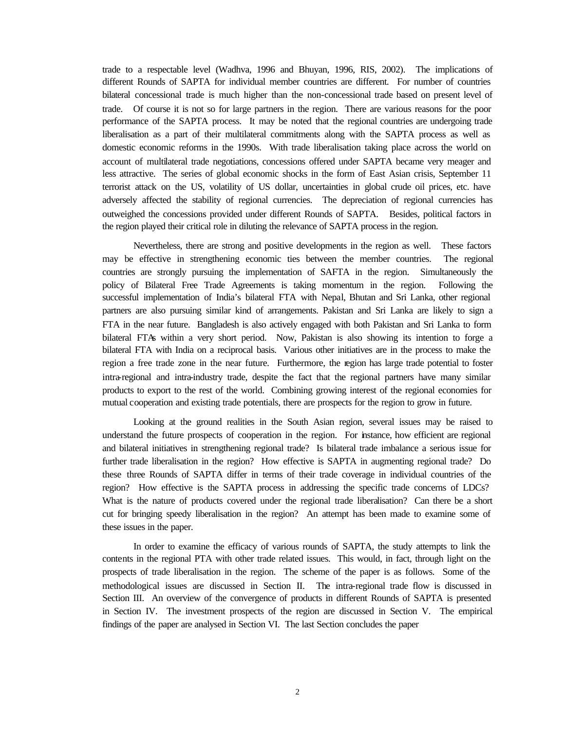trade to a respectable level (Wadhva, 1996 and Bhuyan, 1996, RIS, 2002). The implications of different Rounds of SAPTA for individual member countries are different. For number of countries bilateral concessional trade is much higher than the non-concessional trade based on present level of trade. Of course it is not so for large partners in the region. There are various reasons for the poor performance of the SAPTA process. It may be noted that the regional countries are undergoing trade liberalisation as a part of their multilateral commitments along with the SAPTA process as well as domestic economic reforms in the 1990s. With trade liberalisation taking place across the world on account of multilateral trade negotiations, concessions offered under SAPTA became very meager and less attractive. The series of global economic shocks in the form of East Asian crisis, September 11 terrorist attack on the US, volatility of US dollar, uncertainties in global crude oil prices, etc. have adversely affected the stability of regional currencies. The depreciation of regional currencies has outweighed the concessions provided under different Rounds of SAPTA. Besides, political factors in the region played their critical role in diluting the relevance of SAPTA process in the region.

Nevertheless, there are strong and positive developments in the region as well. These factors may be effective in strengthening economic ties between the member countries. The regional countries are strongly pursuing the implementation of SAFTA in the region. Simultaneously the policy of Bilateral Free Trade Agreements is taking momentum in the region. Following the successful implementation of India's bilateral FTA with Nepal, Bhutan and Sri Lanka, other regional partners are also pursuing similar kind of arrangements. Pakistan and Sri Lanka are likely to sign a FTA in the near future. Bangladesh is also actively engaged with both Pakistan and Sri Lanka to form bilateral FTAs within a very short period. Now, Pakistan is also showing its intention to forge a bilateral FTA with India on a reciprocal basis. Various other initiatives are in the process to make the region a free trade zone in the near future. Furthermore, the region has large trade potential to foster intra-regional and intra-industry trade, despite the fact that the regional partners have many similar products to export to the rest of the world. Combining growing interest of the regional economies for mutual cooperation and existing trade potentials, there are prospects for the region to grow in future.

Looking at the ground realities in the South Asian region, several issues may be raised to understand the future prospects of cooperation in the region. For instance, how efficient are regional and bilateral initiatives in strengthening regional trade? Is bilateral trade imbalance a serious issue for further trade liberalisation in the region? How effective is SAPTA in augmenting regional trade? Do these three Rounds of SAPTA differ in terms of their trade coverage in individual countries of the region? How effective is the SAPTA process in addressing the specific trade concerns of LDCs? What is the nature of products covered under the regional trade liberalisation? Can there be a short cut for bringing speedy liberalisation in the region? An attempt has been made to examine some of these issues in the paper.

In order to examine the efficacy of various rounds of SAPTA, the study attempts to link the contents in the regional PTA with other trade related issues. This would, in fact, through light on the prospects of trade liberalisation in the region. The scheme of the paper is as follows. Some of the methodological issues are discussed in Section II. The intra-regional trade flow is discussed in Section III. An overview of the convergence of products in different Rounds of SAPTA is presented in Section IV. The investment prospects of the region are discussed in Section V. The empirical findings of the paper are analysed in Section VI. The last Section concludes the paper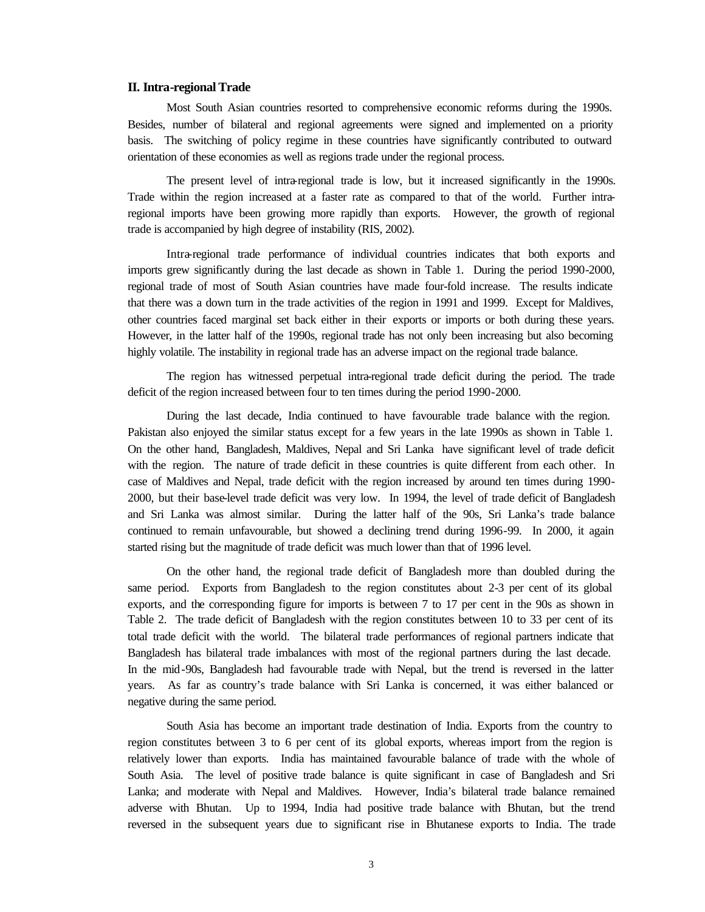## II. Intra-regional Trade

Most South Asian countries resorted to comprehensive economic reforms during the 1990s. Besides, number of bilateral and regional agreements were signed and implemented on a priority basis. The switching of policy regime in these countries have significantly contributed to outward orientation of these economies as well as regions trade under the regional process.

The present level of intra-regional trade is low, but it increased significantly in the 1990s. Trade within the region increased at a faster rate as compared to that of the world. Further intra-regional imports have been growing more rapidly than exports. However, the growth of regional trade is accompanied by high degree of instability (RIS, 2002).

Intra-regional trade performance of individual countries indicates that both exports and imports grew significantly during the last decade as shown in Table 1. During the period 1990-2000, regional trade of most of South Asian countries have made four-fold increase. The results indicate that there was a down turn in the trade activities of the region in 1991 and 1999. Except for Maldives, other countries faced marginal set back either in their exports or imports or both during these years. However, in the latter half of the 1990s, regional trade has not only been increasing but also becoming highly volatile. The instability in regional trade has an adverse impact on the regional trade balance.

The region has witnessed perpetual intra-regional trade deficit during the period. The trade deficit of the region increased between four to ten times during the period 1990-2000.

During the last decade, India continued to have favourable trade balance with the region. Pakistan also enjoyed the similar status except for a few years in the late 1990s as shown in Table 1. On the other hand, Bangladesh, Maldives, Nepal and Sri Lanka have significant level of trade deficit with the region. The nature of trade deficit in these countries is quite different from each other. In case of Maldives and Nepal, trade deficit with the region increased by around ten times during 1990-2000, but their base-level trade deficit was very low. In 1994, the level of trade deficit of Bangladesh and Sri Lanka was almost similar. During the latter half of the 90s, Sri Lanka's trade balance continued to remain unfavourable, but showed a declining trend during 1996-99. In 2000, it again started rising but the magnitude of trade deficit was much lower than that of 1996 level.

On the other hand, the regional trade deficit of Bangladesh more than doubled during the same period. Exports from Bangladesh to the region constitutes about 2-3 per cent of its global exports, and the corresponding figure for imports is between 7 to 17 per cent in the 90s as shown in Table 2. The trade deficit of Bangladesh with the region constitutes between 10 to 33 per cent of its total trade deficit with the world. The bilateral trade performances of regional partners indicate that Bangladesh has bilateral trade imbalances with most of the regional partners during the last decade. In the mid-90s, Bangladesh had favourable trade with Nepal, but the trend is reversed in the latter years. As far as country's trade balance with Sri Lanka is concerned, it was either balanced or negative during the same period.

South Asia has become an important trade destination of India. Exports from the country to region constitutes between 3 to 6 per cent of its global exports, whereas import from the region is relatively lower than exports. India has maintained favourable balance of trade with the whole of South Asia. The level of positive trade balance is quite significant in case of Bangladesh and Sri Lanka; and moderate with Nepal and Maldives. However, India's bilateral trade balance remained adverse with Bhutan. Up to 1994, India had positive trade balance with Bhutan, but the trend reversed in the subsequent years due to significant rise in Bhutanese exports to India. The trade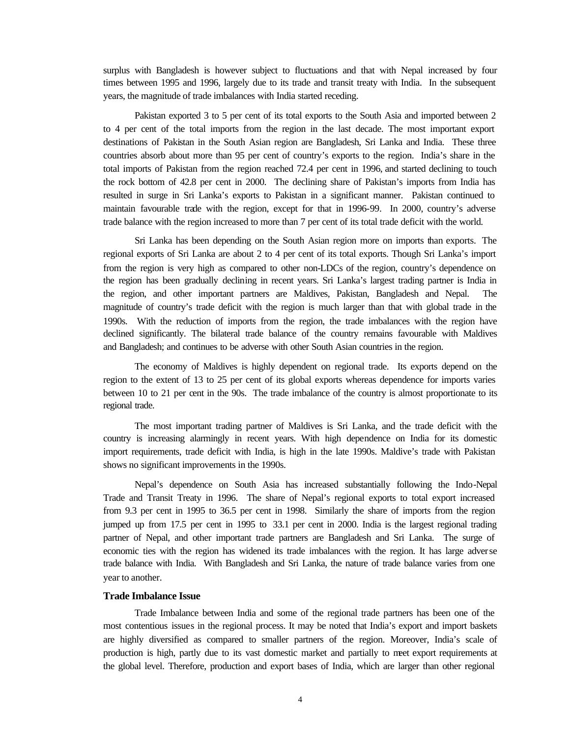surplus with Bangladesh is however subject to fluctuations and that with Nepal increased by four times between 1995 and 1996, largely due to its trade and transit treaty with India. In the subsequent years, the magnitude of trade imbalances with India started receding.

Pakistan exported 3 to 5 per cent of its total exports to the South Asia and imported between 2 to 4 per cent of the total imports from the region in the last decade. The most important export destinations of Pakistan in the South Asian region are Bangladesh, Sri Lanka and India. These three countries absorb about more than 95 per cent of country's exports to the region. India's share in the total imports of Pakistan from the region reached 72.4 per cent in 1996, and started declining to touch the rock bottom of 42.8 per cent in 2000. The declining share of Pakistan's imports from India has resulted in surge in Sri Lanka's exports to Pakistan in a significant manner. Pakistan continued to maintain favourable trade with the region, except for that in 1996-99. In 2000, country's adverse trade balance with the region increased to more than 7 per cent of its total trade deficit with the world.

Sri Lanka has been depending on the South Asian region more on imports than exports. The regional exports of Sri Lanka are about 2 to 4 per cent of its total exports. Though Sri Lanka's import from the region is very high as compared to other non-LDCs of the region, country's dependence on the region has been gradually declining in recent years. Sri Lanka's largest trading partner is India in the region, and other important partners are Maldives, Pakistan, Bangladesh and Nepal. The magnitude of country's trade deficit with the region is much larger than that with global trade in the 1990s. With the reduction of imports from the region, the trade imbalances with the region have declined significantly. The bilateral trade balance of the country remains favourable with Maldives and Bangladesh; and continues to be adverse with other South Asian countries in the region.

The economy of Maldives is highly dependent on regional trade. Its exports depend on the region to the extent of 13 to 25 per cent of its global exports whereas dependence for imports varies between 10 to 21 per cent in the 90s. The trade imbalance of the country is almost proportionate to its regional trade.

The most important trading partner of Maldives is Sri Lanka, and the trade deficit with the country is increasing alarmingly in recent years. With high dependence on India for its domestic import requirements, trade deficit with India, is high in the late 1990s. Maldive's trade with Pakistan shows no significant improvements in the 1990s.

Nepal's dependence on South Asia has increased substantially following the Indo-Nepal Trade and Transit Treaty in 1996. The share of Nepal's regional exports to total export increased from 9.3 per cent in 1995 to 36.5 per cent in 1998. Similarly the share of imports from the region jumped up from 17.5 per cent in 1995 to 33.1 per cent in 2000. India is the largest regional trading partner of Nepal, and other important trade partners are Bangladesh and Sri Lanka. The surge of economic ties with the region has widened its trade imbalances with the region. It has large adverse trade balance with India. With Bangladesh and Sri Lanka, the nature of trade balance varies from one year to another.

**Trade Imbalance Issue**

Trade Imbalance between India and some of the regional trade partners has been one of the most contentious issues in the regional process. It may be noted that India's export and import baskets are highly diversified as compared to smaller partners of the region. Moreover, India's scale of production is high, partly due to its vast domestic market and partially to meet export requirements at the global level. Therefore, production and export bases of India, which are larger than other regional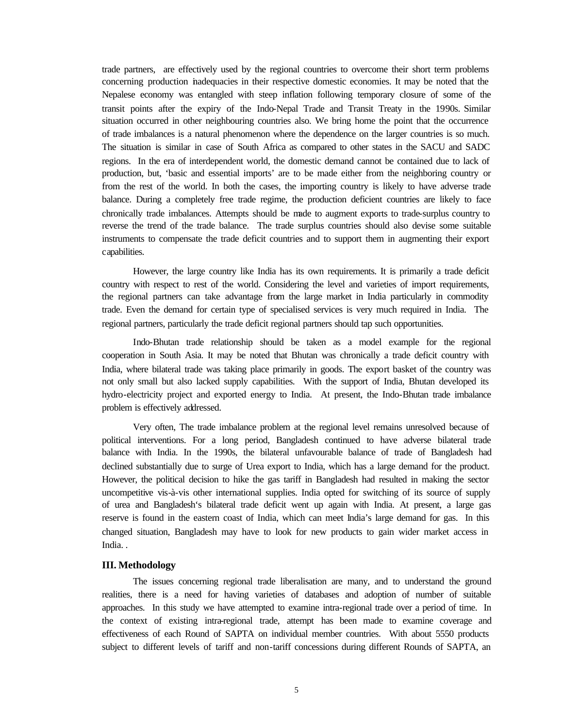trade partners, are effectively used by the regional countries to overcome their short term problems concerning production inadequacies in their respective domestic economies. It may be noted that the Nepalese economy was entangled with steep inflation following temporary closure of some of the transit points after the expiry of the Indo-Nepal Trade and Transit Treaty in the 1990s. Similar situation occurred in other neighbouring countries also. We bring home the point that the occurrence of trade imbalances is a natural phenomenon where the dependence on the larger countries is so much. The situation is similar in case of South Africa as compared to other states in the SACU and SADC regions. In the era of interdependent world, the domestic demand cannot be contained due to lack of production, but, 'basic and essential imports' are to be made either from the neighboring country or from the rest of the world. In both the cases, the importing country is likely to have adverse trade balance. During a completely free trade regime, the production deficient countries are likely to face chronically trade imbalances. Attempts should be made to augment exports to trade-surplus country to reverse the trend of the trade balance. The trade surplus countries should also devise some suitable instruments to compensate the trade deficit countries and to support them in augmenting their export capabilities.

However, the large country like India has its own requirements. It is primarily a trade deficit country with respect to rest of the world. Considering the level and varieties of import requirements, the regional partners can take advantage from the large market in India particularly in commodity trade. Even the demand for certain type of specialised services is very much required in India. The regional partners, particularly the trade deficit regional partners should tap such opportunities.

Indo-Bhutan trade relationship should be taken as a model example for the regional cooperation in South Asia. It may be noted that Bhutan was chronically a trade deficit country with India, where bilateral trade was taking place primarily in goods. The export basket of the country was not only small but also lacked supply capabilities. With the support of India, Bhutan developed its hydro-electricity project and exported energy to India. At present, the Indo-Bhutan trade imbalance problem is effectively addressed.

Very often, The trade imbalance problem at the regional level remains unresolved because of political interventions. For a long period, Bangladesh continued to have adverse bilateral trade balance with India. In the 1990s, the bilateral unfavourable balance of trade of Bangladesh had declined substantially due to surge of Urea export to India, which has a large demand for the product. However, the political decision to hike the gas tariff in Bangladesh had resulted in making the sector uncompetitive vis-à-vis other international supplies. India opted for switching of its source of supply of urea and Bangladesh's bilateral trade deficit went up again with India. At present, a large gas reserve is found in the eastern coast of India, which can meet India's large demand for gas. In this changed situation, Bangladesh may have to look for new products to gain wider market access in India. .

### III. Methodology

The issues concerning regional trade liberalisation are many, and to understand the ground realities, there is a need for having varieties of databases and adoption of number of suitable approaches. In this study we have attempted to examine intra-regional trade over a period of time. In the context of existing intra-regional trade, attempt has been made to examine coverage and effectiveness of each Round of SAPTA on individual member countries. With about 5550 products subject to different levels of tariff and non-tariff concessions during different Rounds of SAPTA, an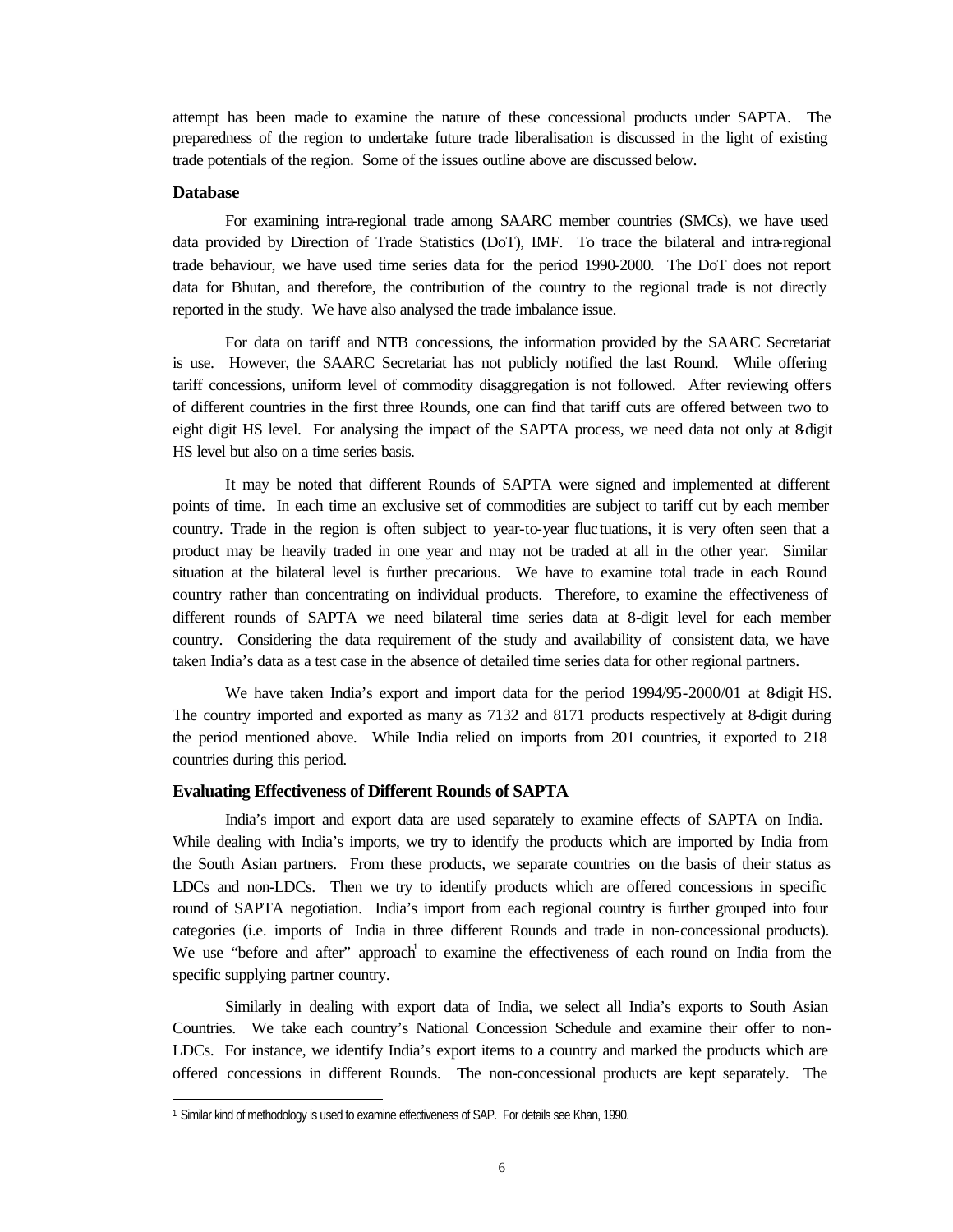attempt has been made to examine the nature of these concessional products under SAPTA. The preparedness of the region to undertake future trade liberalisation is discussed in the light of existing trade potentials of the region. Some of the issues outline above are discussed below.

### Database

For examining intra-regional trade among SAARC member countries (SMCs), we have used data provided by Direction of Trade Statistics (DoT), IMF. To trace the bilateral and intra-regional trade behaviour, we have used time series data for the period 1990-2000. The DoT does not report data for Bhutan, and therefore, the contribution of the country to the regional trade is not directly reported in the study. We have also analysed the trade imbalance issue.

For data on tariff and NTB concessions, the information provided by the SAARC Secretariat is use. However, the SAARC Secretariat has not publicly notified the last Round. While offering tariff concessions, uniform level of commodity disaggregation is not followed. After reviewing offers of different countries in the first three Rounds, one can find that tariff cuts are offered between two to eight digit HS level. For analysing the impact of the SAPTA process, we need data not only at 8-digit HS level but also on a time series basis.

It may be noted that different Rounds of SAPTA were signed and implemented at different points of time. In each time an exclusive set of commodities are subject to tariff cut by each member country. Trade in the region is often subject to year-to-year fluctuations, it is very often seen that a product may be heavily traded in one year and may not be traded at all in the other year. Similar situation at the bilateral level is further precarious. We have to examine total trade in each Round country rather than concentrating on individual products. Therefore, to examine the effectiveness of different rounds of SAPTA we need bilateral time series data at 8-digit level for each member country. Considering the data requirement of the study and availability of consistent data, we have taken India's data as a test case in the absence of detailed time series data for other regional partners.

We have taken India's export and import data for the period 1994/95-2000/01 at 8-digit HS. The country imported and exported as many as 7132 and 8171 products respectively at 8-digit during the period mentioned above. While India relied on imports from 201 countries, it exported to 218 countries during this period.

### Evaluating Effectiveness of Different Rounds of SAPTA

India's import and export data are used separately to examine effects of SAPTA on India. While dealing with India's imports, we try to identify the products which are imported by India from the South Asian partners. From these products, we separate countries on the basis of their status as LDCs and non-LDCs. Then we try to identify products which are offered concessions in specific round of SAPTA negotiation. India's import from each regional country is further grouped into four categories (i.e. imports of India in three different Rounds and trade in non-concessional products). We use "before and after" approach[1] to examine the effectiveness of each round on India from the specific supplying partner country.

Similarly in dealing with export data of India, we select all India's exports to South Asian Countries. We take each country's National Concession Schedule and examine their offer to non-LDCs. For instance, we identify India's export items to a country and marked the products which are offered concessions in different Rounds. The non-concessional products are kept separately. The

---

[1] Similar kind of methodology is used to examine effectiveness of SAP. For details see Khan, 1990.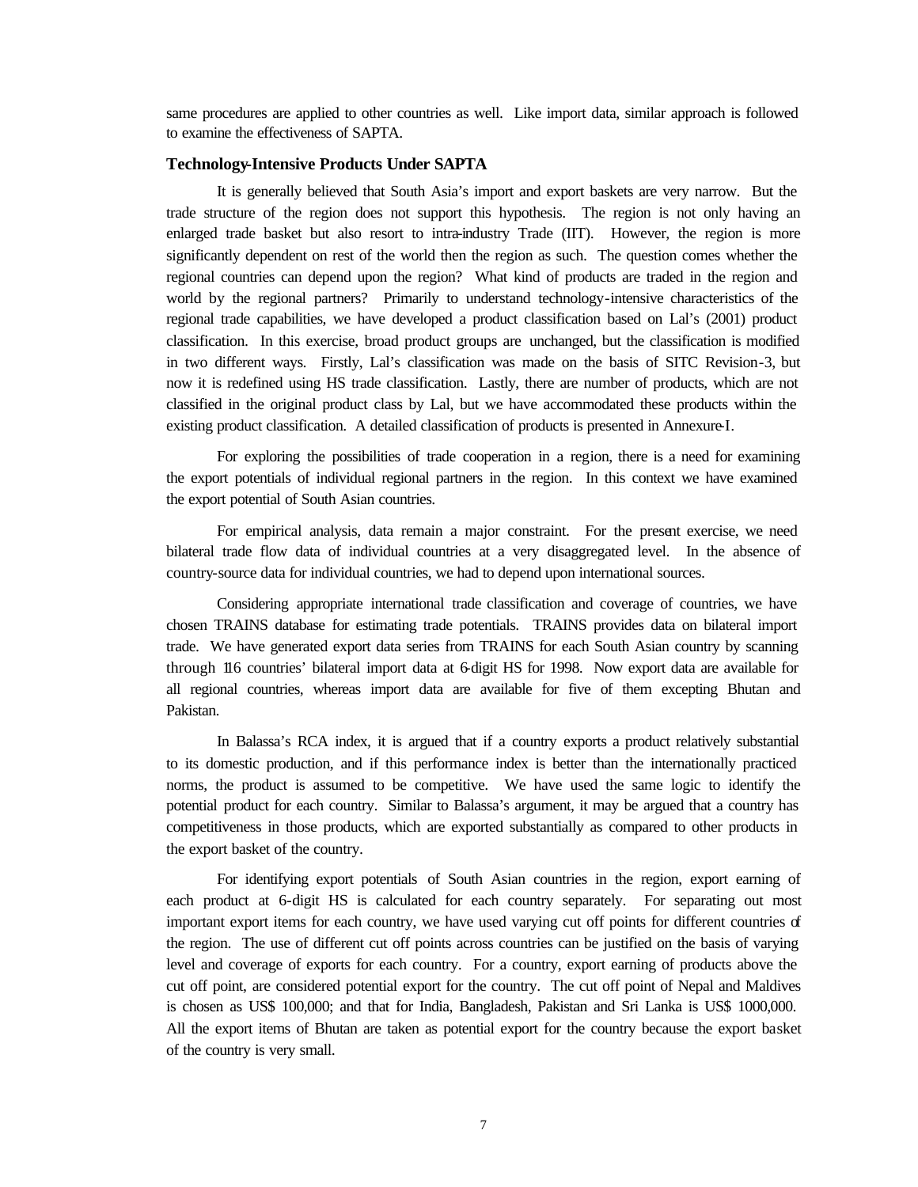same procedures are applied to other countries as well. Like import data, similar approach is followed to examine the effectiveness of SAPTA.

### Technology-Intensive Products Under SAPTA

It is generally believed that South Asia's import and export baskets are very narrow. But the trade structure of the region does not support this hypothesis. The region is not only having an enlarged trade basket but also resort to intra-industry Trade (IIT). However, the region is more significantly dependent on rest of the world then the region as such. The question comes whether the regional countries can depend upon the region? What kind of products are traded in the region and world by the regional partners? Primarily to understand technology-intensive characteristics of the regional trade capabilities, we have developed a product classification based on Lal's (2001) product classification. In this exercise, broad product groups are unchanged, but the classification is modified in two different ways. Firstly, Lal's classification was made on the basis of SITC Revision-3, but now it is redefined using HS trade classification. Lastly, there are number of products, which are not classified in the original product class by Lal, but we have accommodated these products within the existing product classification. A detailed classification of products is presented in Annexure-I.

For exploring the possibilities of trade cooperation in a region, there is a need for examining the export potentials of individual regional partners in the region. In this context we have examined the export potential of South Asian countries.

For empirical analysis, data remain a major constraint. For the present exercise, we need bilateral trade flow data of individual countries at a very disaggregated level. In the absence of country-source data for individual countries, we had to depend upon international sources.

Considering appropriate international trade classification and coverage of countries, we have chosen TRAINS database for estimating trade potentials. TRAINS provides data on bilateral import trade. We have generated export data series from TRAINS for each South Asian country by scanning through 116 countries' bilateral import data at 6-digit HS for 1998. Now export data are available for all regional countries, whereas import data are available for five of them excepting Bhutan and Pakistan.

In Balassa's RCA index, it is argued that if a country exports a product relatively substantial to its domestic production, and if this performance index is better than the internationally practiced norms, the product is assumed to be competitive. We have used the same logic to identify the potential product for each country. Similar to Balassa's argument, it may be argued that a country has competitiveness in those products, which are exported substantially as compared to other products in the export basket of the country.

For identifying export potentials of South Asian countries in the region, export earning of each product at 6-digit HS is calculated for each country separately. For separating out most important export items for each country, we have used varying cut off points for different countries of the region. The use of different cut off points across countries can be justified on the basis of varying level and coverage of exports for each country. For a country, export earning of products above the cut off point, are considered potential export for the country. The cut off point of Nepal and Maldives is chosen as US$ 100,000; and that for India, Bangladesh, Pakistan and Sri Lanka is US$ 1000,000. All the export items of Bhutan are taken as potential export for the country because the export basket of the country is very small.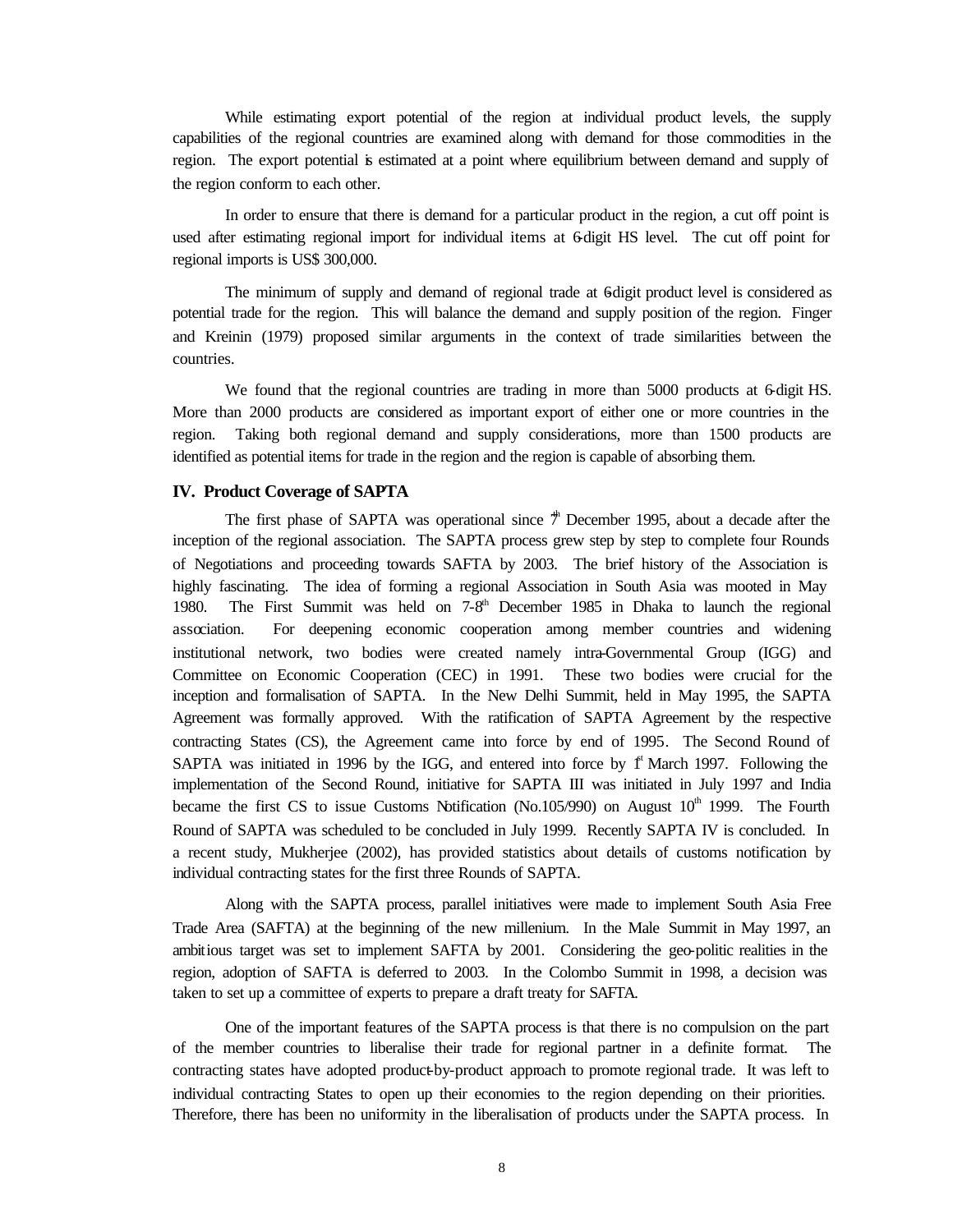While estimating export potential of the region at individual product levels, the supply capabilities of the regional countries are examined along with demand for those commodities in the region. The export potential is estimated at a point where equilibrium between demand and supply of the region conform to each other.

In order to ensure that there is demand for a particular product in the region, a cut off point is used after estimating regional import for individual items at 6-digit HS level. The cut off point for regional imports is US$ 300,000.

The minimum of supply and demand of regional trade at 6-digit product level is considered as potential trade for the region. This will balance the demand and supply position of the region. Finger and Kreinin (1979) proposed similar arguments in the context of trade similarities between the countries.

We found that the regional countries are trading in more than 5000 products at 6-digit HS. More than 2000 products are considered as important export of either one or more countries in the region. Taking both regional demand and supply considerations, more than 1500 products are identified as potential items for trade in the region and the region is capable of absorbing them.

## IV. Product Coverage of SAPTA

The first phase of SAPTA was operational since 7th December 1995, about a decade after the inception of the regional association. The SAPTA process grew step by step to complete four Rounds of Negotiations and proceeding towards SAFTA by 2003. The brief history of the Association is highly fascinating. The idea of forming a regional Association in South Asia was mooted in May 1980. The First Summit was held on 7-8th December 1985 in Dhaka to launch the regional association. For deepening economic cooperation among member countries and widening institutional network, two bodies were created namely intra-Governmental Group (IGG) and Committee on Economic Cooperation (CEC) in 1991. These two bodies were crucial for the inception and formalisation of SAPTA. In the New Delhi Summit, held in May 1995, the SAPTA Agreement was formally approved. With the ratification of SAPTA Agreement by the respective contracting States (CS), the Agreement came into force by end of 1995. The Second Round of SAPTA was initiated in 1996 by the IGG, and entered into force by 1st March 1997. Following the implementation of the Second Round, initiative for SAPTA III was initiated in July 1997 and India became the first CS to issue Customs Notification (No.105/990) on August 10th 1999. The Fourth Round of SAPTA was scheduled to be concluded in July 1999. Recently SAPTA IV is concluded. In a recent study, Mukherjee (2002), has provided statistics about details of customs notification by individual contracting states for the first three Rounds of SAPTA.

Along with the SAPTA process, parallel initiatives were made to implement South Asia Free Trade Area (SAFTA) at the beginning of the new millenium. In the Male Summit in May 1997, an ambitious target was set to implement SAFTA by 2001. Considering the geo-politic realities in the region, adoption of SAFTA is deferred to 2003. In the Colombo Summit in 1998, a decision was taken to set up a committee of experts to prepare a draft treaty for SAFTA.

One of the important features of the SAPTA process is that there is no compulsion on the part of the member countries to liberalise their trade for regional partner in a definite format. The contracting states have adopted product-by-product approach to promote regional trade. It was left to individual contracting States to open up their economies to the region depending on their priorities. Therefore, there has been no uniformity in the liberalisation of products under the SAPTA process. In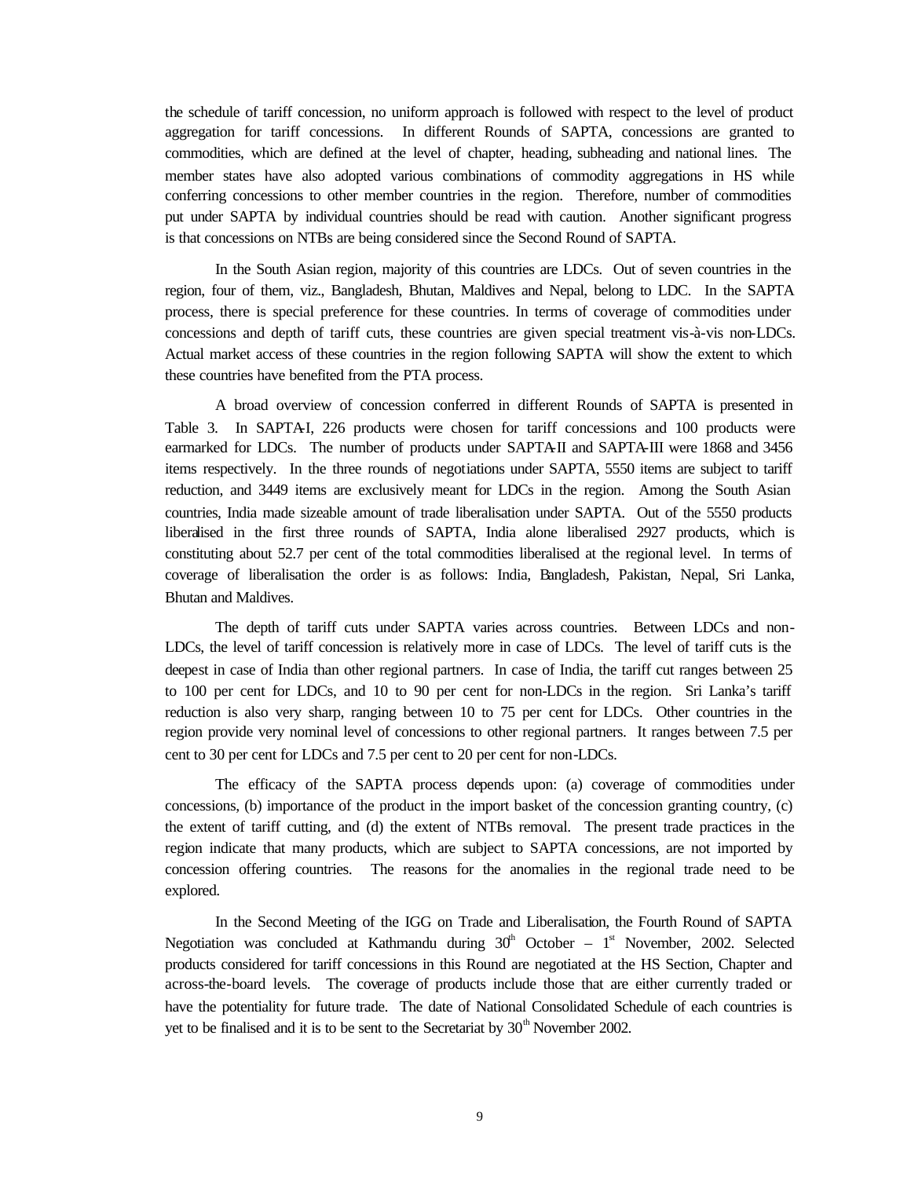the schedule of tariff concession, no uniform approach is followed with respect to the level of product aggregation for tariff concessions. In different Rounds of SAPTA, concessions are granted to commodities, which are defined at the level of chapter, heading, subheading and national lines. The member states have also adopted various combinations of commodity aggregations in HS while conferring concessions to other member countries in the region. Therefore, number of commodities put under SAPTA by individual countries should be read with caution. Another significant progress is that concessions on NTBs are being considered since the Second Round of SAPTA.

In the South Asian region, majority of this countries are LDCs. Out of seven countries in the region, four of them, viz., Bangladesh, Bhutan, Maldives and Nepal, belong to LDC. In the SAPTA process, there is special preference for these countries. In terms of coverage of commodities under concessions and depth of tariff cuts, these countries are given special treatment vis-à-vis non-LDCs. Actual market access of these countries in the region following SAPTA will show the extent to which these countries have benefited from the PTA process.

A broad overview of concession conferred in different Rounds of SAPTA is presented in Table 3. In SAPTA-I, 226 products were chosen for tariff concessions and 100 products were earmarked for LDCs. The number of products under SAPTA-II and SAPTA-III were 1868 and 3456 items respectively. In the three rounds of negotiations under SAPTA, 5550 items are subject to tariff reduction, and 3449 items are exclusively meant for LDCs in the region. Among the South Asian countries, India made sizeable amount of trade liberalisation under SAPTA. Out of the 5550 products liberalised in the first three rounds of SAPTA, India alone liberalised 2927 products, which is constituting about 52.7 per cent of the total commodities liberalised at the regional level. In terms of coverage of liberalisation the order is as follows: India, Bangladesh, Pakistan, Nepal, Sri Lanka, Bhutan and Maldives.

The depth of tariff cuts under SAPTA varies across countries. Between LDCs and non-LDCs, the level of tariff concession is relatively more in case of LDCs. The level of tariff cuts is the deepest in case of India than other regional partners. In case of India, the tariff cut ranges between 25 to 100 per cent for LDCs, and 10 to 90 per cent for non-LDCs in the region. Sri Lanka's tariff reduction is also very sharp, ranging between 10 to 75 per cent for LDCs. Other countries in the region provide very nominal level of concessions to other regional partners. It ranges between 7.5 per cent to 30 per cent for LDCs and 7.5 per cent to 20 per cent for non-LDCs.

The efficacy of the SAPTA process depends upon: (a) coverage of commodities under concessions, (b) importance of the product in the import basket of the concession granting country, (c) the extent of tariff cutting, and (d) the extent of NTBs removal. The present trade practices in the region indicate that many products, which are subject to SAPTA concessions, are not imported by concession offering countries. The reasons for the anomalies in the regional trade need to be explored.

In the Second Meeting of the IGG on Trade and Liberalisation, the Fourth Round of SAPTA Negotiation was concluded at Kathmandu during 30th October – 1st November, 2002. Selected products considered for tariff concessions in this Round are negotiated at the HS Section, Chapter and across-the-board levels. The coverage of products include those that are either currently traded or have the potentiality for future trade. The date of National Consolidated Schedule of each countries is yet to be finalised and it is to be sent to the Secretariat by 30th November 2002.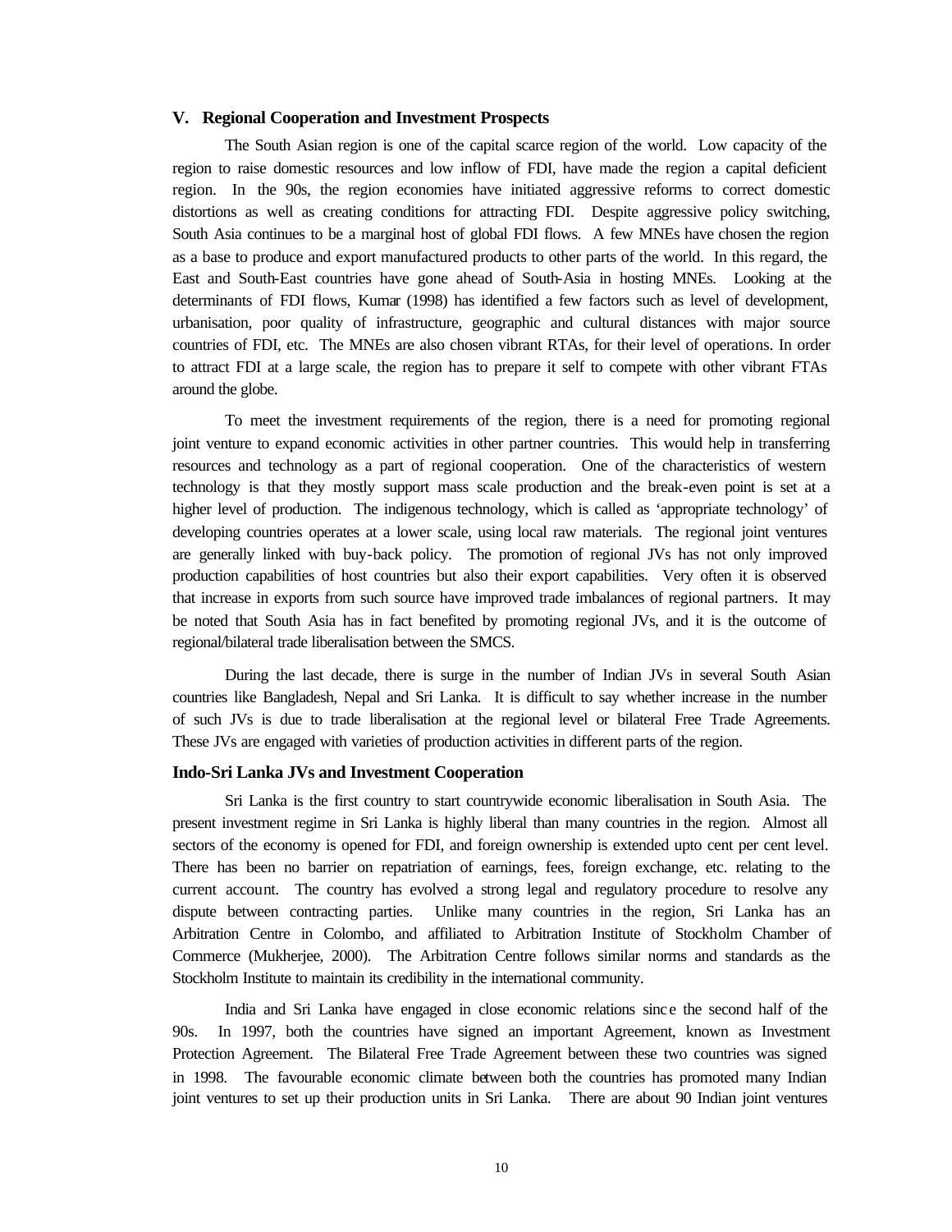### V. Regional Cooperation and Investment Prospects

The South Asian region is one of the capital scarce region of the world. Low capacity of the region to raise domestic resources and low inflow of FDI, have made the region a capital deficient region. In the 90s, the region economies have initiated aggressive reforms to correct domestic distortions as well as creating conditions for attracting FDI. Despite aggressive policy switching, South Asia continues to be a marginal host of global FDI flows. A few MNEs have chosen the region as a base to produce and export manufactured products to other parts of the world. In this regard, the East and South-East countries have gone ahead of South-Asia in hosting MNEs. Looking at the determinants of FDI flows, Kumar (1998) has identified a few factors such as level of development, urbanisation, poor quality of infrastructure, geographic and cultural distances with major source countries of FDI, etc. The MNEs are also chosen vibrant RTAs, for their level of operations. In order to attract FDI at a large scale, the region has to prepare it self to compete with other vibrant FTAs around the globe.

To meet the investment requirements of the region, there is a need for promoting regional joint venture to expand economic activities in other partner countries. This would help in transferring resources and technology as a part of regional cooperation. One of the characteristics of western technology is that they mostly support mass scale production and the break-even point is set at a higher level of production. The indigenous technology, which is called as 'appropriate technology' of developing countries operates at a lower scale, using local raw materials. The regional joint ventures are generally linked with buy-back policy. The promotion of regional JVs has not only improved production capabilities of host countries but also their export capabilities. Very often it is observed that increase in exports from such source have improved trade imbalances of regional partners. It may be noted that South Asia has in fact benefited by promoting regional JVs, and it is the outcome of regional/bilateral trade liberalisation between the SMCS.

During the last decade, there is surge in the number of Indian JVs in several South Asian countries like Bangladesh, Nepal and Sri Lanka. It is difficult to say whether increase in the number of such JVs is due to trade liberalisation at the regional level or bilateral Free Trade Agreements. These JVs are engaged with varieties of production activities in different parts of the region.

### Indo-Sri Lanka JVs and Investment Cooperation

Sri Lanka is the first country to start countrywide economic liberalisation in South Asia. The present investment regime in Sri Lanka is highly liberal than many countries in the region. Almost all sectors of the economy is opened for FDI, and foreign ownership is extended upto cent per cent level. There has been no barrier on repatriation of earnings, fees, foreign exchange, etc. relating to the current account. The country has evolved a strong legal and regulatory procedure to resolve any dispute between contracting parties. Unlike many countries in the region, Sri Lanka has an Arbitration Centre in Colombo, and affiliated to Arbitration Institute of Stockholm Chamber of Commerce (Mukherjee, 2000). The Arbitration Centre follows similar norms and standards as the Stockholm Institute to maintain its credibility in the international community.

India and Sri Lanka have engaged in close economic relations since the second half of the 90s. In 1997, both the countries have signed an important Agreement, known as Investment Protection Agreement. The Bilateral Free Trade Agreement between these two countries was signed in 1998. The favourable economic climate between both the countries has promoted many Indian joint ventures to set up their production units in Sri Lanka. There are about 90 Indian joint ventures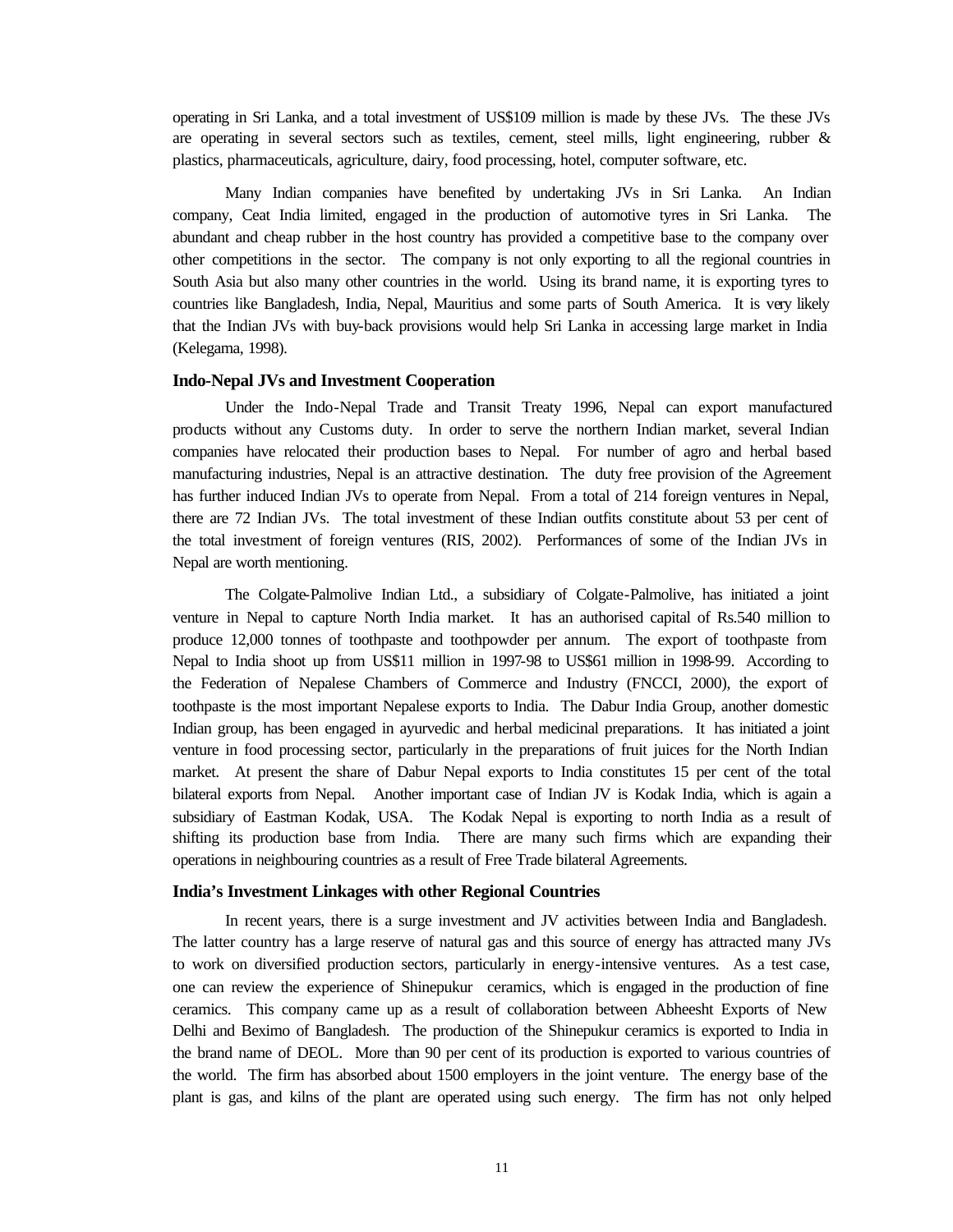operating in Sri Lanka, and a total investment of US$109 million is made by these JVs. The these JVs are operating in several sectors such as textiles, cement, steel mills, light engineering, rubber & plastics, pharmaceuticals, agriculture, dairy, food processing, hotel, computer software, etc.

Many Indian companies have benefited by undertaking JVs in Sri Lanka. An Indian company, Ceat India limited, engaged in the production of automotive tyres in Sri Lanka. The abundant and cheap rubber in the host country has provided a competitive base to the company over other competitions in the sector. The company is not only exporting to all the regional countries in South Asia but also many other countries in the world. Using its brand name, it is exporting tyres to countries like Bangladesh, India, Nepal, Mauritius and some parts of South America. It is very likely that the Indian JVs with buy-back provisions would help Sri Lanka in accessing large market in India (Kelegama, 1998).

### Indo-Nepal JVs and Investment Cooperation

Under the Indo-Nepal Trade and Transit Treaty 1996, Nepal can export manufactured products without any Customs duty. In order to serve the northern Indian market, several Indian companies have relocated their production bases to Nepal. For number of agro and herbal based manufacturing industries, Nepal is an attractive destination. The duty free provision of the Agreement has further induced Indian JVs to operate from Nepal. From a total of 214 foreign ventures in Nepal, there are 72 Indian JVs. The total investment of these Indian outfits constitute about 53 per cent of the total investment of foreign ventures (RIS, 2002). Performances of some of the Indian JVs in Nepal are worth mentioning.

The Colgate-Palmolive Indian Ltd., a subsidiary of Colgate-Palmolive, has initiated a joint venture in Nepal to capture North India market. It has an authorised capital of Rs.540 million to produce 12,000 tonnes of toothpaste and toothpowder per annum. The export of toothpaste from Nepal to India shoot up from US$11 million in 1997-98 to US$61 million in 1998-99. According to the Federation of Nepalese Chambers of Commerce and Industry (FNCCI, 2000), the export of toothpaste is the most important Nepalese exports to India. The Dabur India Group, another domestic Indian group, has been engaged in ayurvedic and herbal medicinal preparations. It has initiated a joint venture in food processing sector, particularly in the preparations of fruit juices for the North Indian market. At present the share of Dabur Nepal exports to India constitutes 15 per cent of the total bilateral exports from Nepal. Another important case of Indian JV is Kodak India, which is again a subsidiary of Eastman Kodak, USA. The Kodak Nepal is exporting to north India as a result of shifting its production base from India. There are many such firms which are expanding their operations in neighbouring countries as a result of Free Trade bilateral Agreements.

### India's Investment Linkages with other Regional Countries

In recent years, there is a surge investment and JV activities between India and Bangladesh. The latter country has a large reserve of natural gas and this source of energy has attracted many JVs to work on diversified production sectors, particularly in energy-intensive ventures. As a test case, one can review the experience of Shinepukur ceramics, which is engaged in the production of fine ceramics. This company came up as a result of collaboration between Abheesht Exports of New Delhi and Beximo of Bangladesh. The production of the Shinepukur ceramics is exported to India in the brand name of DEOL. More than 90 per cent of its production is exported to various countries of the world. The firm has absorbed about 1500 employers in the joint venture. The energy base of the plant is gas, and kilns of the plant are operated using such energy. The firm has not only helped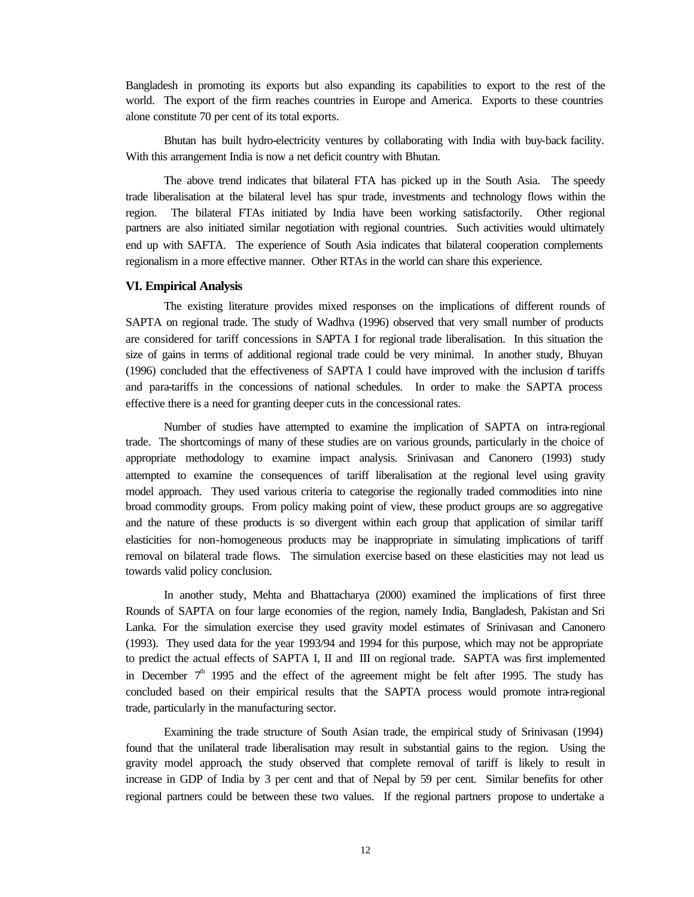Bangladesh in promoting its exports but also expanding its capabilities to export to the rest of the world. The export of the firm reaches countries in Europe and America. Exports to these countries alone constitute 70 per cent of its total exports.

Bhutan has built hydro-electricity ventures by collaborating with India with buy-back facility. With this arrangement India is now a net deficit country with Bhutan.

The above trend indicates that bilateral FTA has picked up in the South Asia. The speedy trade liberalisation at the bilateral level has spur trade, investments and technology flows within the region. The bilateral FTAs initiated by India have been working satisfactorily. Other regional partners are also initiated similar negotiation with regional countries. Such activities would ultimately end up with SAFTA. The experience of South Asia indicates that bilateral cooperation complements regionalism in a more effective manner. Other RTAs in the world can share this experience.

### VI. Empirical Analysis

The existing literature provides mixed responses on the implications of different rounds of SAPTA on regional trade. The study of Wadhva (1996) observed that very small number of products are considered for tariff concessions in SAPTA I for regional trade liberalisation. In this situation the size of gains in terms of additional regional trade could be very minimal. In another study, Bhuyan (1996) concluded that the effectiveness of SAPTA I could have improved with the inclusion of tariffs and para-tariffs in the concessions of national schedules. In order to make the SAPTA process effective there is a need for granting deeper cuts in the concessional rates.

Number of studies have attempted to examine the implication of SAPTA on intra-regional trade. The shortcomings of many of these studies are on various grounds, particularly in the choice of appropriate methodology to examine impact analysis. Srinivasan and Canonero (1993) study attempted to examine the consequences of tariff liberalisation at the regional level using gravity model approach. They used various criteria to categorise the regionally traded commodities into nine broad commodity groups. From policy making point of view, these product groups are so aggregative and the nature of these products is so divergent within each group that application of similar tariff elasticities for non-homogeneous products may be inappropriate in simulating implications of tariff removal on bilateral trade flows. The simulation exercise based on these elasticities may not lead us towards valid policy conclusion.

In another study, Mehta and Bhattacharya (2000) examined the implications of first three Rounds of SAPTA on four large economies of the region, namely India, Bangladesh, Pakistan and Sri Lanka. For the simulation exercise they used gravity model estimates of Srinivasan and Canonero (1993). They used data for the year 1993/94 and 1994 for this purpose, which may not be appropriate to predict the actual effects of SAPTA I, II and III on regional trade. SAPTA was first implemented in December 7th 1995 and the effect of the agreement might be felt after 1995. The study has concluded based on their empirical results that the SAPTA process would promote intra-regional trade, particularly in the manufacturing sector.

Examining the trade structure of South Asian trade, the empirical study of Srinivasan (1994) found that the unilateral trade liberalisation may result in substantial gains to the region. Using the gravity model approach, the study observed that complete removal of tariff is likely to result in increase in GDP of India by 3 per cent and that of Nepal by 59 per cent. Similar benefits for other regional partners could be between these two values. If the regional partners propose to undertake a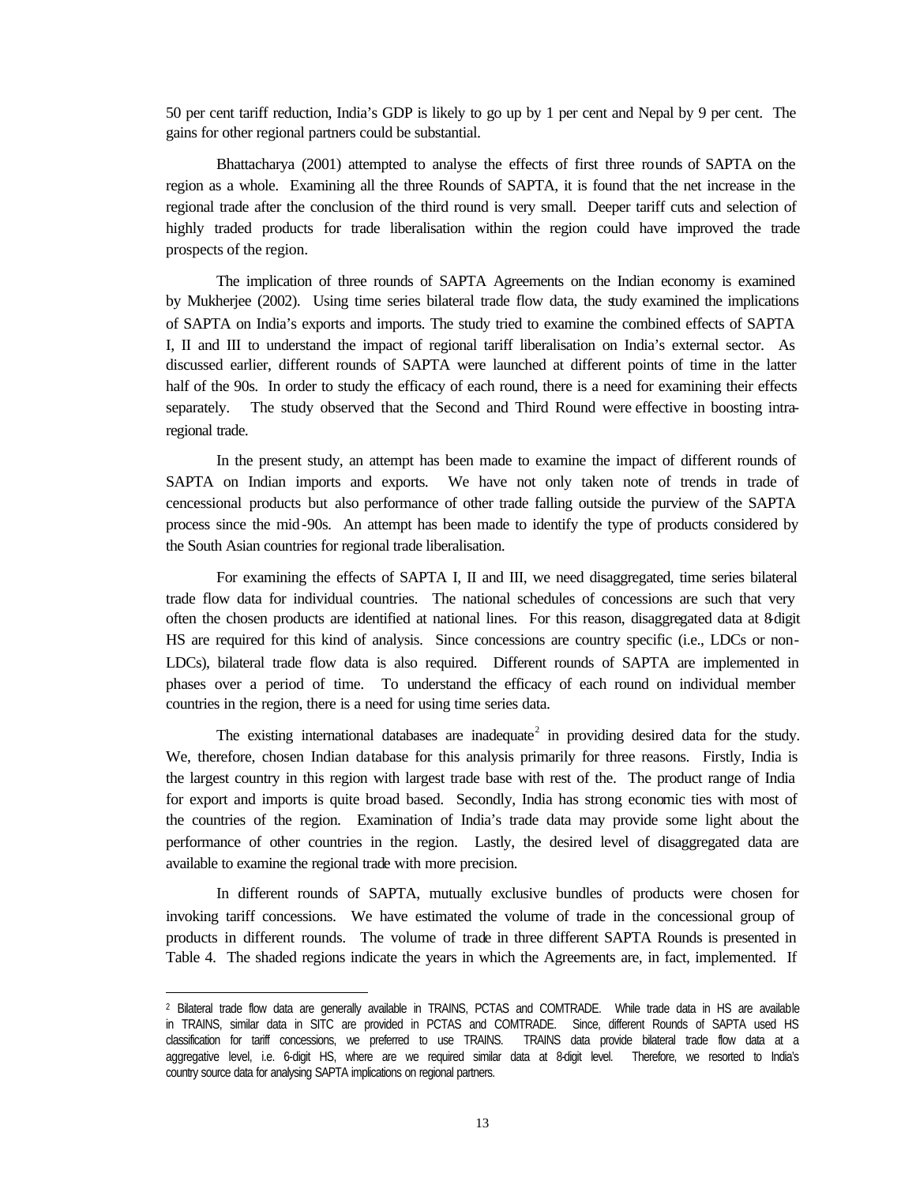50 per cent tariff reduction, India's GDP is likely to go up by 1 per cent and Nepal by 9 per cent. The gains for other regional partners could be substantial.

Bhattacharya (2001) attempted to analyse the effects of first three rounds of SAPTA on the region as a whole. Examining all the three Rounds of SAPTA, it is found that the net increase in the regional trade after the conclusion of the third round is very small. Deeper tariff cuts and selection of highly traded products for trade liberalisation within the region could have improved the trade prospects of the region.

The implication of three rounds of SAPTA Agreements on the Indian economy is examined by Mukherjee (2002). Using time series bilateral trade flow data, the study examined the implications of SAPTA on India's exports and imports. The study tried to examine the combined effects of SAPTA I, II and III to understand the impact of regional tariff liberalisation on India's external sector. As discussed earlier, different rounds of SAPTA were launched at different points of time in the latter half of the 90s. In order to study the efficacy of each round, there is a need for examining their effects separately. The study observed that the Second and Third Round were effective in boosting intra-regional trade.

In the present study, an attempt has been made to examine the impact of different rounds of SAPTA on Indian imports and exports. We have not only taken note of trends in trade of cencessional products but also performance of other trade falling outside the purview of the SAPTA process since the mid-90s. An attempt has been made to identify the type of products considered by the South Asian countries for regional trade liberalisation.

For examining the effects of SAPTA I, II and III, we need disaggregated, time series bilateral trade flow data for individual countries. The national schedules of concessions are such that very often the chosen products are identified at national lines. For this reason, disaggregated data at 8-digit HS are required for this kind of analysis. Since concessions are country specific (i.e., LDCs or non-LDCs), bilateral trade flow data is also required. Different rounds of SAPTA are implemented in phases over a period of time. To understand the efficacy of each round on individual member countries in the region, there is a need for using time series data.

The existing international databases are inadequate[2] in providing desired data for the study. We, therefore, chosen Indian database for this analysis primarily for three reasons. Firstly, India is the largest country in this region with largest trade base with rest of the. The product range of India for export and imports is quite broad based. Secondly, India has strong economic ties with most of the countries of the region. Examination of India's trade data may provide some light about the performance of other countries in the region. Lastly, the desired level of disaggregated data are available to examine the regional trade with more precision.

In different rounds of SAPTA, mutually exclusive bundles of products were chosen for invoking tariff concessions. We have estimated the volume of trade in the concessional group of products in different rounds. The volume of trade in three different SAPTA Rounds is presented in Table 4. The shaded regions indicate the years in which the Agreements are, in fact, implemented. If

---

[2] Bilateral trade flow data are generally available in TRAINS, PCTAS and COMTRADE. While trade data in HS are available in TRAINS, similar data in SITC are provided in PCTAS and COMTRADE. Since, different Rounds of SAPTA used HS classification for tariff concessions, we preferred to use TRAINS. TRAINS data provide bilateral trade flow data at a aggregative level, i.e. 6-digit HS, where are we required similar data at 8-digit level. Therefore, we resorted to India's country source data for analysing SAPTA implications on regional partners.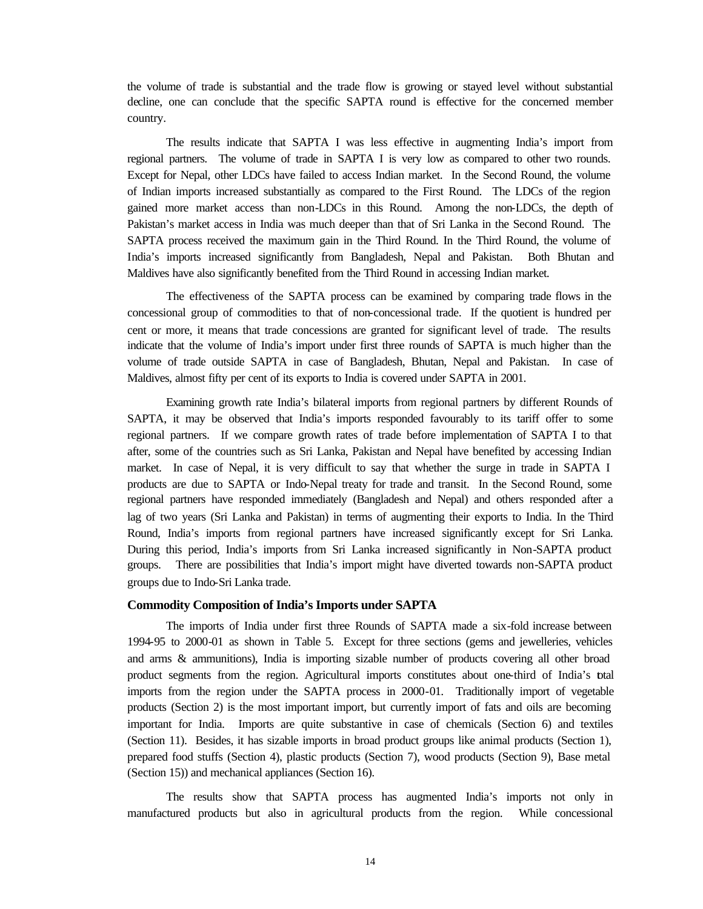the volume of trade is substantial and the trade flow is growing or stayed level without substantial decline, one can conclude that the specific SAPTA round is effective for the concerned member country.

The results indicate that SAPTA I was less effective in augmenting India's import from regional partners. The volume of trade in SAPTA I is very low as compared to other two rounds. Except for Nepal, other LDCs have failed to access Indian market. In the Second Round, the volume of Indian imports increased substantially as compared to the First Round. The LDCs of the region gained more market access than non-LDCs in this Round. Among the non-LDCs, the depth of Pakistan's market access in India was much deeper than that of Sri Lanka in the Second Round. The SAPTA process received the maximum gain in the Third Round. In the Third Round, the volume of India's imports increased significantly from Bangladesh, Nepal and Pakistan. Both Bhutan and Maldives have also significantly benefited from the Third Round in accessing Indian market.

The effectiveness of the SAPTA process can be examined by comparing trade flows in the concessional group of commodities to that of non-concessional trade. If the quotient is hundred per cent or more, it means that trade concessions are granted for significant level of trade. The results indicate that the volume of India's import under first three rounds of SAPTA is much higher than the volume of trade outside SAPTA in case of Bangladesh, Bhutan, Nepal and Pakistan. In case of Maldives, almost fifty per cent of its exports to India is covered under SAPTA in 2001.

Examining growth rate India's bilateral imports from regional partners by different Rounds of SAPTA, it may be observed that India's imports responded favourably to its tariff offer to some regional partners. If we compare growth rates of trade before implementation of SAPTA I to that after, some of the countries such as Sri Lanka, Pakistan and Nepal have benefited by accessing Indian market. In case of Nepal, it is very difficult to say that whether the surge in trade in SAPTA I products are due to SAPTA or Indo-Nepal treaty for trade and transit. In the Second Round, some regional partners have responded immediately (Bangladesh and Nepal) and others responded after a lag of two years (Sri Lanka and Pakistan) in terms of augmenting their exports to India. In the Third Round, India's imports from regional partners have increased significantly except for Sri Lanka. During this period, India's imports from Sri Lanka increased significantly in Non-SAPTA product groups. There are possibilities that India's import might have diverted towards non-SAPTA product groups due to Indo-Sri Lanka trade.

### Commodity Composition of India's Imports under SAPTA

The imports of India under first three Rounds of SAPTA made a six-fold increase between 1994-95 to 2000-01 as shown in Table 5. Except for three sections (gems and jewelleries, vehicles and arms & ammunitions), India is importing sizable number of products covering all other broad product segments from the region. Agricultural imports constitutes about one-third of India's total imports from the region under the SAPTA process in 2000-01. Traditionally import of vegetable products (Section 2) is the most important import, but currently import of fats and oils are becoming important for India. Imports are quite substantive in case of chemicals (Section 6) and textiles (Section 11). Besides, it has sizable imports in broad product groups like animal products (Section 1), prepared food stuffs (Section 4), plastic products (Section 7), wood products (Section 9), Base metal (Section 15)) and mechanical appliances (Section 16).

The results show that SAPTA process has augmented India's imports not only in manufactured products but also in agricultural products from the region. While concessional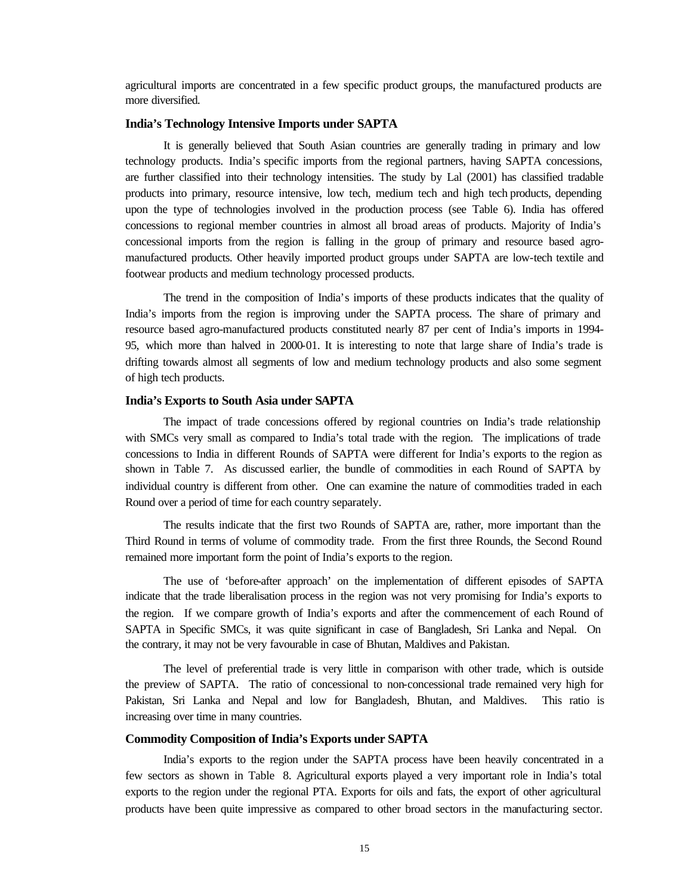agricultural imports are concentrated in a few specific product groups, the manufactured products are more diversified.

**India's Technology Intensive Imports under SAPTA**

It is generally believed that South Asian countries are generally trading in primary and low technology products. India's specific imports from the regional partners, having SAPTA concessions, are further classified into their technology intensities. The study by Lal (2001) has classified tradable products into primary, resource intensive, low tech, medium tech and high tech products, depending upon the type of technologies involved in the production process (see Table 6). India has offered concessions to regional member countries in almost all broad areas of products. Majority of India's concessional imports from the region is falling in the group of primary and resource based agro-manufactured products. Other heavily imported product groups under SAPTA are low-tech textile and footwear products and medium technology processed products.

The trend in the composition of India's imports of these products indicates that the quality of India's imports from the region is improving under the SAPTA process. The share of primary and resource based agro-manufactured products constituted nearly 87 per cent of India's imports in 1994-95, which more than halved in 2000-01. It is interesting to note that large share of India's trade is drifting towards almost all segments of low and medium technology products and also some segment of high tech products.

**India's Exports to South Asia under SAPTA**

The impact of trade concessions offered by regional countries on India's trade relationship with SMCs very small as compared to India's total trade with the region. The implications of trade concessions to India in different Rounds of SAPTA were different for India's exports to the region as shown in Table 7. As discussed earlier, the bundle of commodities in each Round of SAPTA by individual country is different from other. One can examine the nature of commodities traded in each Round over a period of time for each country separately.

The results indicate that the first two Rounds of SAPTA are, rather, more important than the Third Round in terms of volume of commodity trade. From the first three Rounds, the Second Round remained more important form the point of India's exports to the region.

The use of 'before-after approach' on the implementation of different episodes of SAPTA indicate that the trade liberalisation process in the region was not very promising for India's exports to the region. If we compare growth of India's exports and after the commencement of each Round of SAPTA in Specific SMCs, it was quite significant in case of Bangladesh, Sri Lanka and Nepal. On the contrary, it may not be very favourable in case of Bhutan, Maldives and Pakistan.

The level of preferential trade is very little in comparison with other trade, which is outside the preview of SAPTA. The ratio of concessional to non-concessional trade remained very high for Pakistan, Sri Lanka and Nepal and low for Bangladesh, Bhutan, and Maldives. This ratio is increasing over time in many countries.

**Commodity Composition of India's Exports under SAPTA**

India's exports to the region under the SAPTA process have been heavily concentrated in a few sectors as shown in Table 8. Agricultural exports played a very important role in India's total exports to the region under the regional PTA. Exports for oils and fats, the export of other agricultural products have been quite impressive as compared to other broad sectors in the manufacturing sector.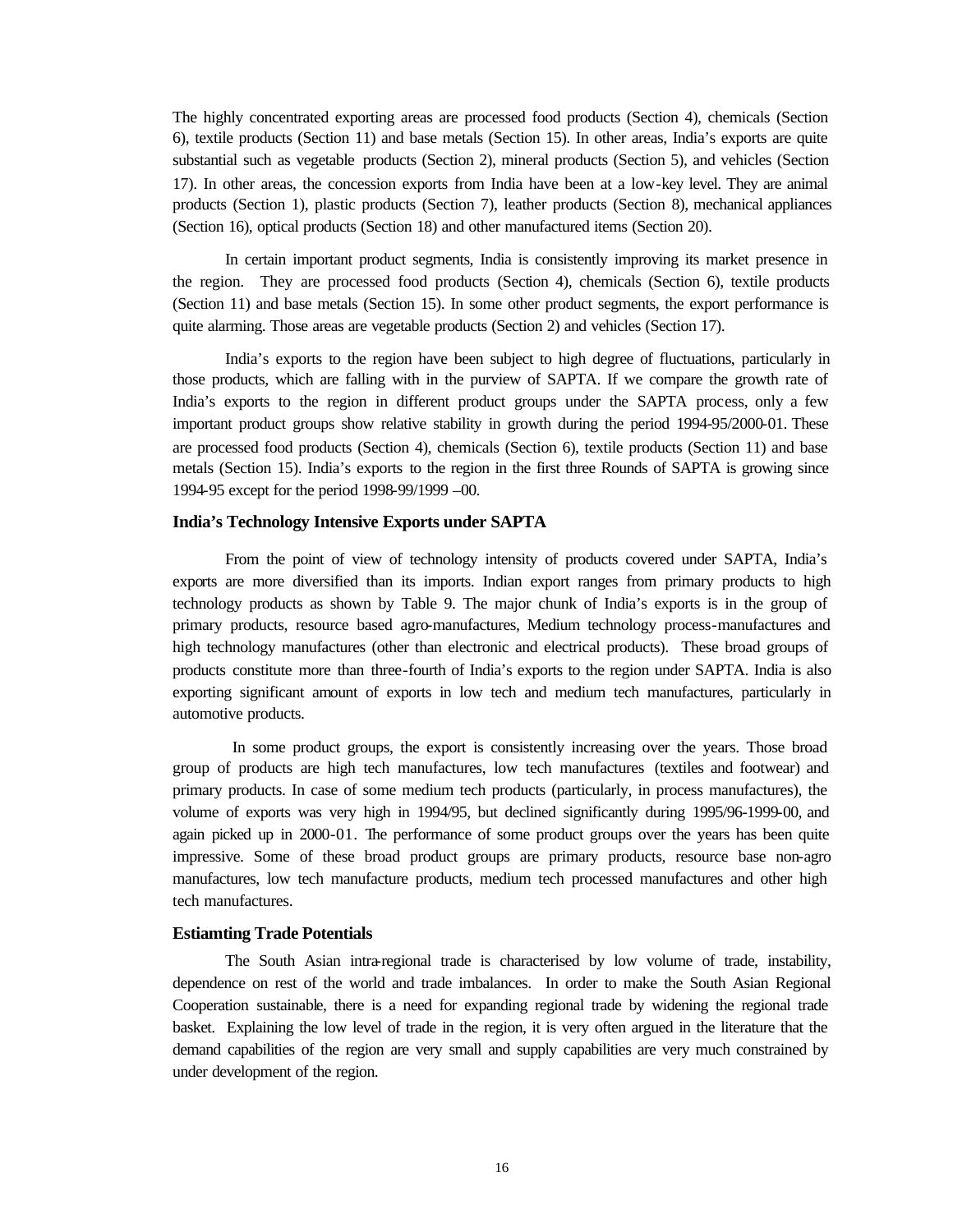The highly concentrated exporting areas are processed food products (Section 4), chemicals (Section 6), textile products (Section 11) and base metals (Section 15). In other areas, India's exports are quite substantial such as vegetable products (Section 2), mineral products (Section 5), and vehicles (Section 17). In other areas, the concession exports from India have been at a low-key level. They are animal products (Section 1), plastic products (Section 7), leather products (Section 8), mechanical appliances (Section 16), optical products (Section 18) and other manufactured items (Section 20).

In certain important product segments, India is consistently improving its market presence in the region. They are processed food products (Section 4), chemicals (Section 6), textile products (Section 11) and base metals (Section 15). In some other product segments, the export performance is quite alarming. Those areas are vegetable products (Section 2) and vehicles (Section 17).

India's exports to the region have been subject to high degree of fluctuations, particularly in those products, which are falling with in the purview of SAPTA. If we compare the growth rate of India's exports to the region in different product groups under the SAPTA process, only a few important product groups show relative stability in growth during the period 1994-95/2000-01. These are processed food products (Section 4), chemicals (Section 6), textile products (Section 11) and base metals (Section 15). India's exports to the region in the first three Rounds of SAPTA is growing since 1994-95 except for the period 1998-99/1999 –00.

### India's Technology Intensive Exports under SAPTA

From the point of view of technology intensity of products covered under SAPTA, India's exports are more diversified than its imports. Indian export ranges from primary products to high technology products as shown by Table 9. The major chunk of India's exports is in the group of primary products, resource based agro-manufactures, Medium technology process-manufactures and high technology manufactures (other than electronic and electrical products). These broad groups of products constitute more than three-fourth of India's exports to the region under SAPTA. India is also exporting significant amount of exports in low tech and medium tech manufactures, particularly in automotive products.

In some product groups, the export is consistently increasing over the years. Those broad group of products are high tech manufactures, low tech manufactures (textiles and footwear) and primary products. In case of some medium tech products (particularly, in process manufactures), the volume of exports was very high in 1994/95, but declined significantly during 1995/96-1999-00, and again picked up in 2000-01. The performance of some product groups over the years has been quite impressive. Some of these broad product groups are primary products, resource base non-agro manufactures, low tech manufacture products, medium tech processed manufactures and other high tech manufactures.

### Estiamting Trade Potentials

The South Asian intra-regional trade is characterised by low volume of trade, instability, dependence on rest of the world and trade imbalances. In order to make the South Asian Regional Cooperation sustainable, there is a need for expanding regional trade by widening the regional trade basket. Explaining the low level of trade in the region, it is very often argued in the literature that the demand capabilities of the region are very small and supply capabilities are very much constrained by under development of the region.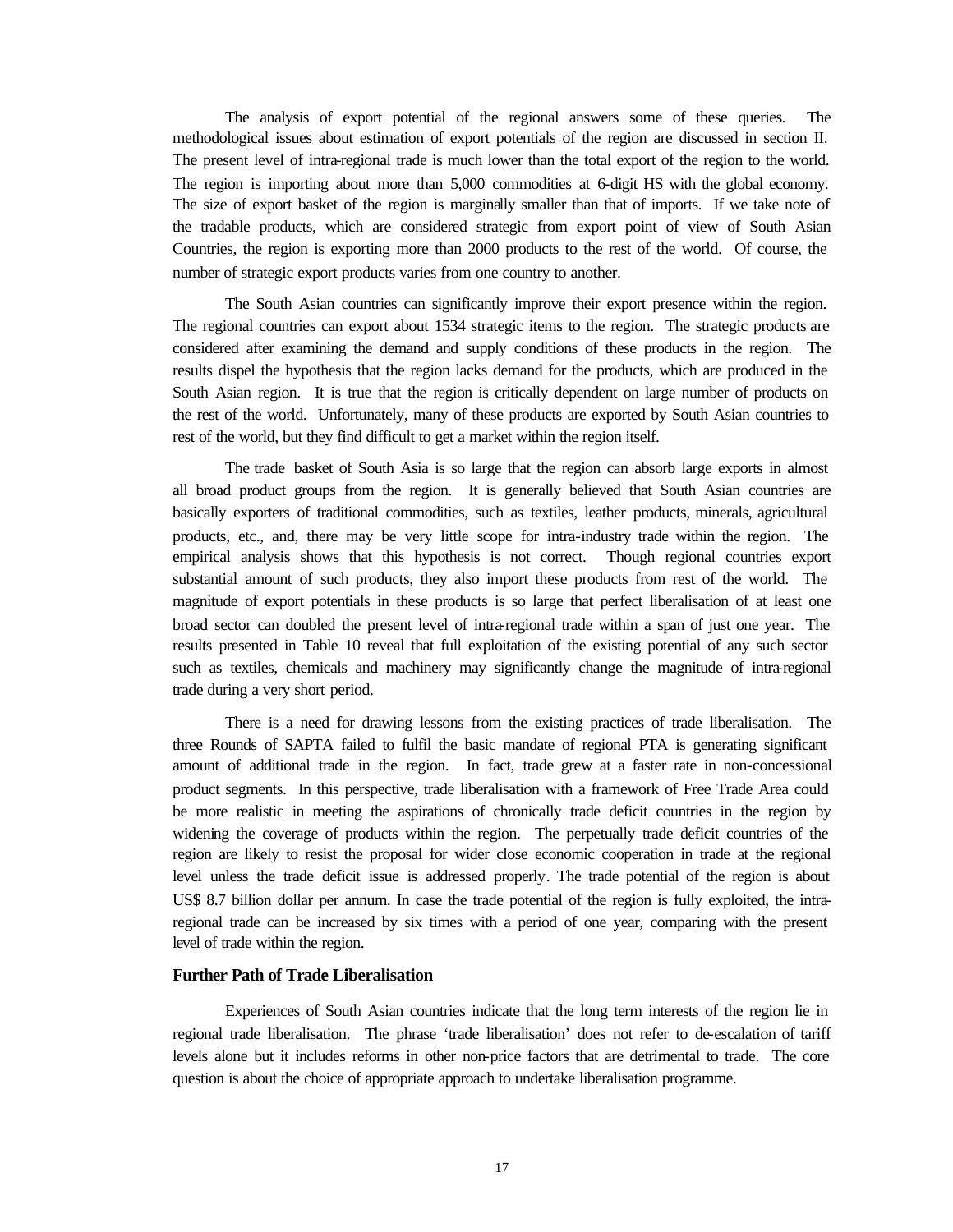The analysis of export potential of the regional answers some of these queries. The methodological issues about estimation of export potentials of the region are discussed in section II. The present level of intra-regional trade is much lower than the total export of the region to the world. The region is importing about more than 5,000 commodities at 6-digit HS with the global economy. The size of export basket of the region is marginally smaller than that of imports. If we take note of the tradable products, which are considered strategic from export point of view of South Asian Countries, the region is exporting more than 2000 products to the rest of the world. Of course, the number of strategic export products varies from one country to another.

The South Asian countries can significantly improve their export presence within the region. The regional countries can export about 1534 strategic items to the region. The strategic products are considered after examining the demand and supply conditions of these products in the region. The results dispel the hypothesis that the region lacks demand for the products, which are produced in the South Asian region. It is true that the region is critically dependent on large number of products on the rest of the world. Unfortunately, many of these products are exported by South Asian countries to rest of the world, but they find difficult to get a market within the region itself.

The trade basket of South Asia is so large that the region can absorb large exports in almost all broad product groups from the region. It is generally believed that South Asian countries are basically exporters of traditional commodities, such as textiles, leather products, minerals, agricultural products, etc., and, there may be very little scope for intra-industry trade within the region. The empirical analysis shows that this hypothesis is not correct. Though regional countries export substantial amount of such products, they also import these products from rest of the world. The magnitude of export potentials in these products is so large that perfect liberalisation of at least one broad sector can doubled the present level of intra-regional trade within a span of just one year. The results presented in Table 10 reveal that full exploitation of the existing potential of any such sector such as textiles, chemicals and machinery may significantly change the magnitude of intra-regional trade during a very short period.

There is a need for drawing lessons from the existing practices of trade liberalisation. The three Rounds of SAPTA failed to fulfil the basic mandate of regional PTA is generating significant amount of additional trade in the region. In fact, trade grew at a faster rate in non-concessional product segments. In this perspective, trade liberalisation with a framework of Free Trade Area could be more realistic in meeting the aspirations of chronically trade deficit countries in the region by widening the coverage of products within the region. The perpetually trade deficit countries of the region are likely to resist the proposal for wider close economic cooperation in trade at the regional level unless the trade deficit issue is addressed properly. The trade potential of the region is about US$ 8.7 billion dollar per annum. In case the trade potential of the region is fully exploited, the intra-regional trade can be increased by six times with a period of one year, comparing with the present level of trade within the region.

### Further Path of Trade Liberalisation

Experiences of South Asian countries indicate that the long term interests of the region lie in regional trade liberalisation. The phrase 'trade liberalisation' does not refer to de-escalation of tariff levels alone but it includes reforms in other non-price factors that are detrimental to trade. The core question is about the choice of appropriate approach to undertake liberalisation programme.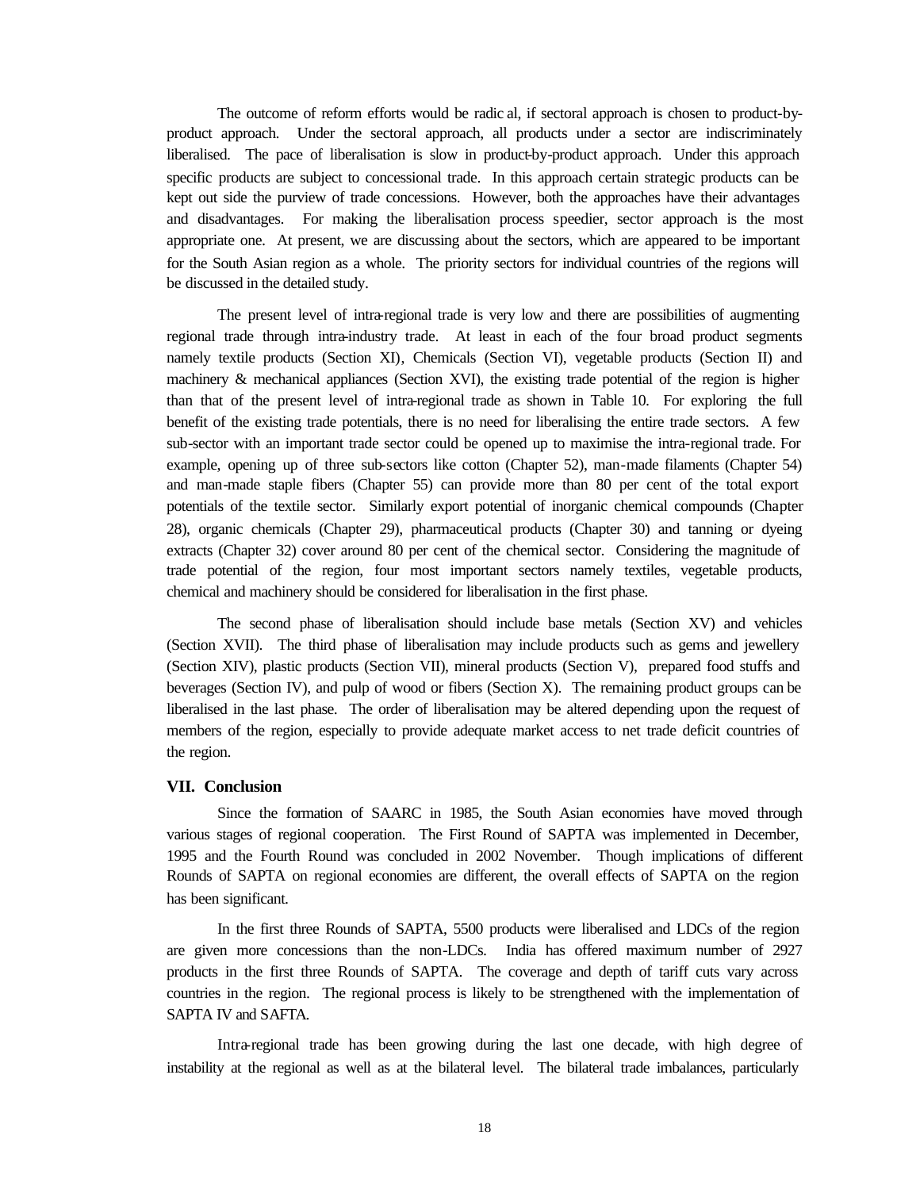The outcome of reform efforts would be radic al, if sectoral approach is chosen to product-by-product approach. Under the sectoral approach, all products under a sector are indiscriminately liberalised. The pace of liberalisation is slow in product-by-product approach. Under this approach specific products are subject to concessional trade. In this approach certain strategic products can be kept out side the purview of trade concessions. However, both the approaches have their advantages and disadvantages. For making the liberalisation process speedier, sector approach is the most appropriate one. At present, we are discussing about the sectors, which are appeared to be important for the South Asian region as a whole. The priority sectors for individual countries of the regions will be discussed in the detailed study.

The present level of intra-regional trade is very low and there are possibilities of augmenting regional trade through intra-industry trade. At least in each of the four broad product segments namely textile products (Section XI), Chemicals (Section VI), vegetable products (Section II) and machinery & mechanical appliances (Section XVI), the existing trade potential of the region is higher than that of the present level of intra-regional trade as shown in Table 10. For exploring the full benefit of the existing trade potentials, there is no need for liberalising the entire trade sectors. A few sub-sector with an important trade sector could be opened up to maximise the intra-regional trade. For example, opening up of three sub-sectors like cotton (Chapter 52), man-made filaments (Chapter 54) and man-made staple fibers (Chapter 55) can provide more than 80 per cent of the total export potentials of the textile sector. Similarly export potential of inorganic chemical compounds (Chapter 28), organic chemicals (Chapter 29), pharmaceutical products (Chapter 30) and tanning or dyeing extracts (Chapter 32) cover around 80 per cent of the chemical sector. Considering the magnitude of trade potential of the region, four most important sectors namely textiles, vegetable products, chemical and machinery should be considered for liberalisation in the first phase.

The second phase of liberalisation should include base metals (Section XV) and vehicles (Section XVII). The third phase of liberalisation may include products such as gems and jewellery (Section XIV), plastic products (Section VII), mineral products (Section V), prepared food stuffs and beverages (Section IV), and pulp of wood or fibers (Section X). The remaining product groups can be liberalised in the last phase. The order of liberalisation may be altered depending upon the request of members of the region, especially to provide adequate market access to net trade deficit countries of the region.

## VII. Conclusion

Since the formation of SAARC in 1985, the South Asian economies have moved through various stages of regional cooperation. The First Round of SAPTA was implemented in December, 1995 and the Fourth Round was concluded in 2002 November. Though implications of different Rounds of SAPTA on regional economies are different, the overall effects of SAPTA on the region has been significant.

In the first three Rounds of SAPTA, 5500 products were liberalised and LDCs of the region are given more concessions than the non-LDCs. India has offered maximum number of 2927 products in the first three Rounds of SAPTA. The coverage and depth of tariff cuts vary across countries in the region. The regional process is likely to be strengthened with the implementation of SAPTA IV and SAFTA.

Intra-regional trade has been growing during the last one decade, with high degree of instability at the regional as well as at the bilateral level. The bilateral trade imbalances, particularly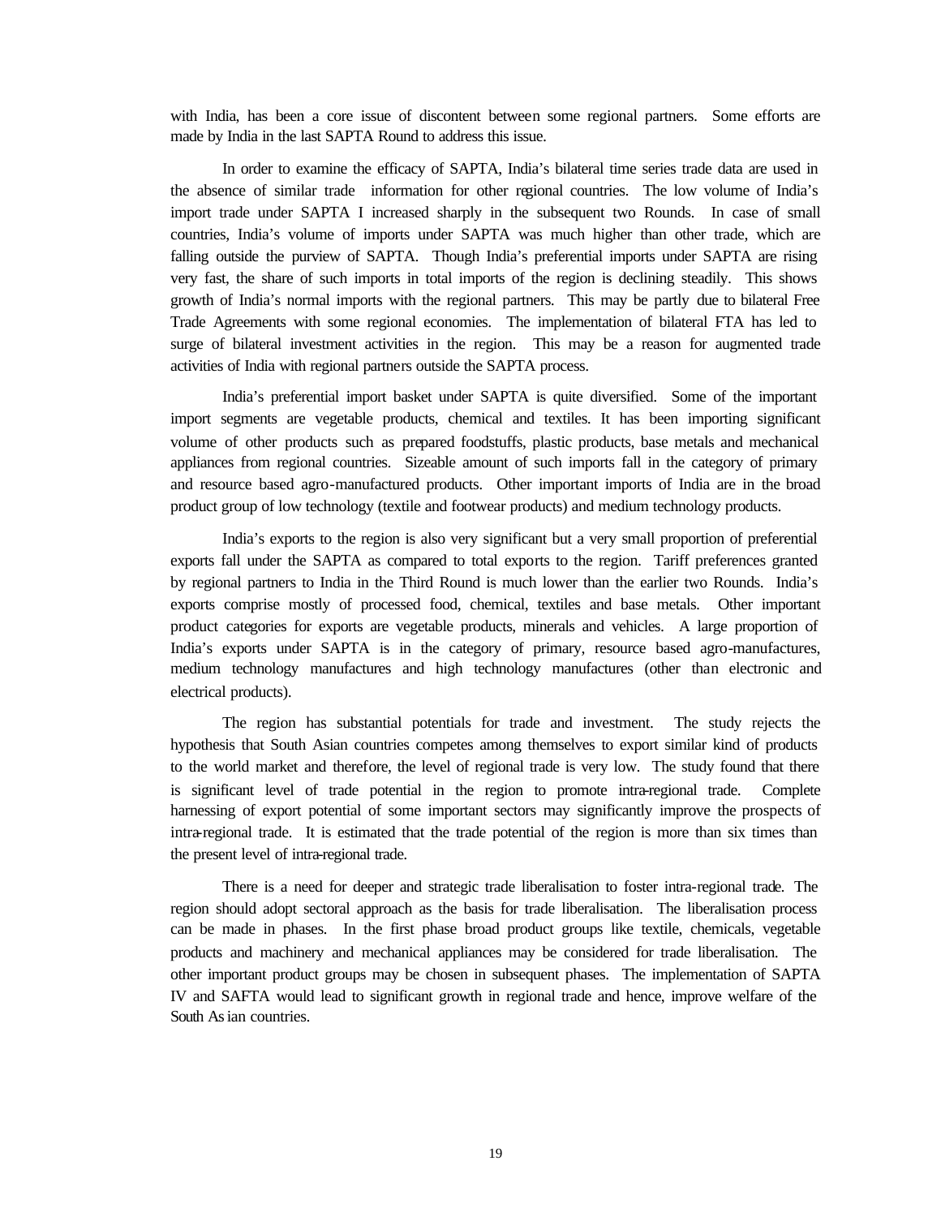with India, has been a core issue of discontent between some regional partners. Some efforts are made by India in the last SAPTA Round to address this issue.

In order to examine the efficacy of SAPTA, India's bilateral time series trade data are used in the absence of similar trade information for other regional countries. The low volume of India's import trade under SAPTA I increased sharply in the subsequent two Rounds. In case of small countries, India's volume of imports under SAPTA was much higher than other trade, which are falling outside the purview of SAPTA. Though India's preferential imports under SAPTA are rising very fast, the share of such imports in total imports of the region is declining steadily. This shows growth of India's normal imports with the regional partners. This may be partly due to bilateral Free Trade Agreements with some regional economies. The implementation of bilateral FTA has led to surge of bilateral investment activities in the region. This may be a reason for augmented trade activities of India with regional partners outside the SAPTA process.

India's preferential import basket under SAPTA is quite diversified. Some of the important import segments are vegetable products, chemical and textiles. It has been importing significant volume of other products such as prepared foodstuffs, plastic products, base metals and mechanical appliances from regional countries. Sizeable amount of such imports fall in the category of primary and resource based agro-manufactured products. Other important imports of India are in the broad product group of low technology (textile and footwear products) and medium technology products.

India's exports to the region is also very significant but a very small proportion of preferential exports fall under the SAPTA as compared to total exports to the region. Tariff preferences granted by regional partners to India in the Third Round is much lower than the earlier two Rounds. India's exports comprise mostly of processed food, chemical, textiles and base metals. Other important product categories for exports are vegetable products, minerals and vehicles. A large proportion of India's exports under SAPTA is in the category of primary, resource based agro-manufactures, medium technology manufactures and high technology manufactures (other than electronic and electrical products).

The region has substantial potentials for trade and investment. The study rejects the hypothesis that South Asian countries competes among themselves to export similar kind of products to the world market and therefore, the level of regional trade is very low. The study found that there is significant level of trade potential in the region to promote intra-regional trade. Complete harnessing of export potential of some important sectors may significantly improve the prospects of intra-regional trade. It is estimated that the trade potential of the region is more than six times than the present level of intra-regional trade.

There is a need for deeper and strategic trade liberalisation to foster intra-regional trade. The region should adopt sectoral approach as the basis for trade liberalisation. The liberalisation process can be made in phases. In the first phase broad product groups like textile, chemicals, vegetable products and machinery and mechanical appliances may be considered for trade liberalisation. The other important product groups may be chosen in subsequent phases. The implementation of SAPTA IV and SAFTA would lead to significant growth in regional trade and hence, improve welfare of the South Asian countries.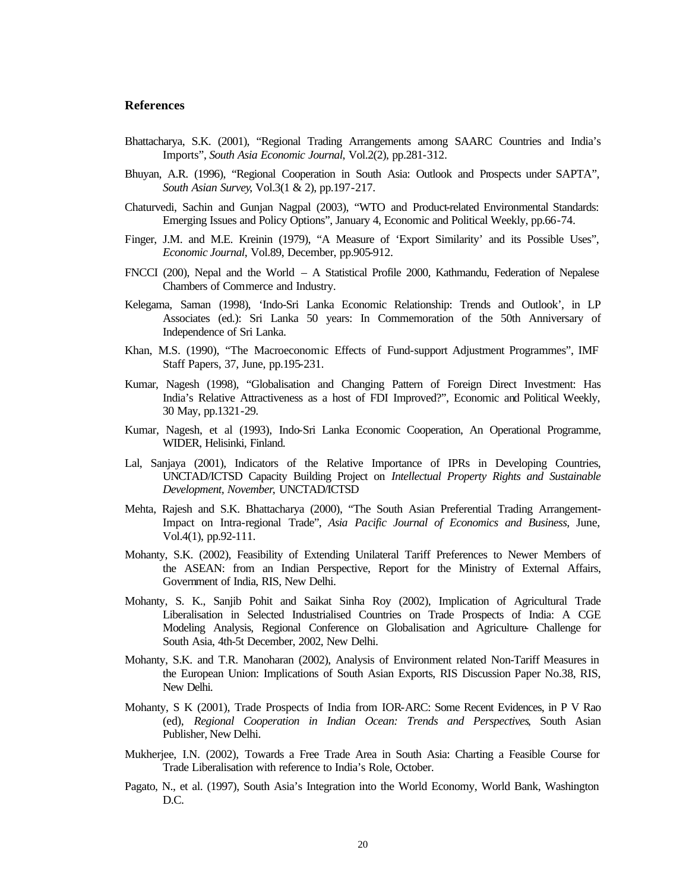## References

Bhattacharya, S.K. (2001), "Regional Trading Arrangements among SAARC Countries and India's Imports", *South Asia Economic Journal*, Vol.2(2), pp.281-312.

Bhuyan, A.R. (1996), "Regional Cooperation in South Asia: Outlook and Prospects under SAPTA", *South Asian Survey*, Vol.3(1 & 2), pp.197-217.

Chaturvedi, Sachin and Gunjan Nagpal (2003), "WTO and Product-related Environmental Standards: Emerging Issues and Policy Options", January 4, Economic and Political Weekly, pp.66-74.

Finger, J.M. and M.E. Kreinin (1979), "A Measure of 'Export Similarity' and its Possible Uses", *Economic Journal*, Vol.89, December, pp.905-912.

FNCCI (200), Nepal and the World – A Statistical Profile 2000, Kathmandu, Federation of Nepalese Chambers of Commerce and Industry.

Kelegama, Saman (1998), 'Indo-Sri Lanka Economic Relationship: Trends and Outlook', in LP Associates (ed.): Sri Lanka 50 years: In Commemoration of the 50th Anniversary of Independence of Sri Lanka.

Khan, M.S. (1990), "The Macroeconomic Effects of Fund-support Adjustment Programmes", IMF Staff Papers, 37, June, pp.195-231.

Kumar, Nagesh (1998), "Globalisation and Changing Pattern of Foreign Direct Investment: Has India's Relative Attractiveness as a host of FDI Improved?", Economic and Political Weekly, 30 May, pp.1321-29.

Kumar, Nagesh, et al (1993), Indo-Sri Lanka Economic Cooperation, An Operational Programme, WIDER, Helisinki, Finland.

Lal, Sanjaya (2001), Indicators of the Relative Importance of IPRs in Developing Countries, UNCTAD/ICTSD Capacity Building Project on *Intellectual Property Rights and Sustainable Development, November*, UNCTAD/ICTSD

Mehta, Rajesh and S.K. Bhattacharya (2000), "The South Asian Preferential Trading Arrangement-Impact on Intra-regional Trade", *Asia Pacific Journal of Economics and Business*, June, Vol.4(1), pp.92-111.

Mohanty, S.K. (2002), Feasibility of Extending Unilateral Tariff Preferences to Newer Members of the ASEAN: from an Indian Perspective, Report for the Ministry of External Affairs, Government of India, RIS, New Delhi.

Mohanty, S. K., Sanjib Pohit and Saikat Sinha Roy (2002), Implication of Agricultural Trade Liberalisation in Selected Industrialised Countries on Trade Prospects of India: A CGE Modeling Analysis, Regional Conference on Globalisation and Agriculture- Challenge for South Asia, 4th-5t December, 2002, New Delhi.

Mohanty, S.K. and T.R. Manoharan (2002), Analysis of Environment related Non-Tariff Measures in the European Union: Implications of South Asian Exports, RIS Discussion Paper No.38, RIS, New Delhi.

Mohanty, S K (2001), Trade Prospects of India from IOR-ARC: Some Recent Evidences, in P V Rao (ed), *Regional Cooperation in Indian Ocean: Trends and Perspectives*, South Asian Publisher, New Delhi.

Mukherjee, I.N. (2002), Towards a Free Trade Area in South Asia: Charting a Feasible Course for Trade Liberalisation with reference to India's Role, October.

Pagato, N., et al. (1997), South Asia's Integration into the World Economy, World Bank, Washington D.C.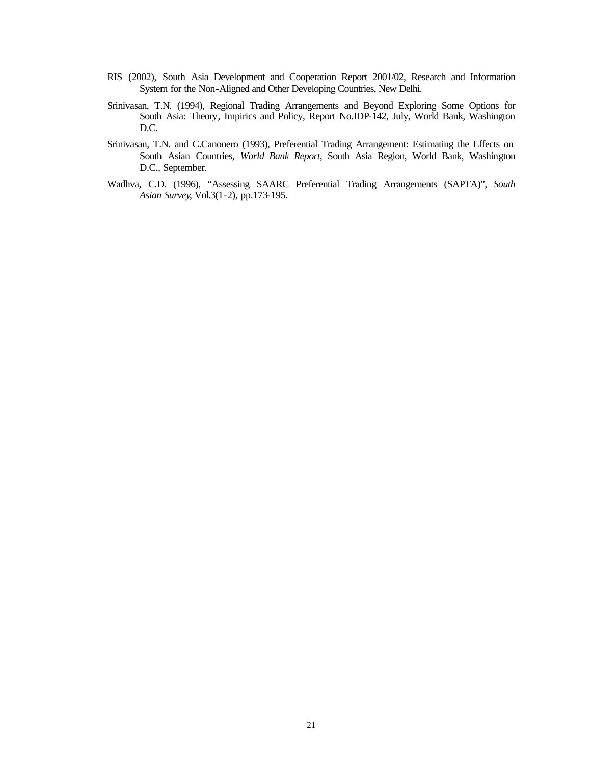RIS (2002), South Asia Development and Cooperation Report 2001/02, Research and Information System for the Non-Aligned and Other Developing Countries, New Delhi.

Srinivasan, T.N. (1994), Regional Trading Arrangements and Beyond Exploring Some Options for South Asia: Theory, Impirics and Policy, Report No.IDP-142, July, World Bank, Washington D.C.

Srinivasan, T.N. and C.Canonero (1993), Preferential Trading Arrangement: Estimating the Effects on South Asian Countries, *World Bank Report*, South Asia Region, World Bank, Washington D.C., September.

Wadhva, C.D. (1996), "Assessing SAARC Preferential Trading Arrangements (SAPTA)", *South Asian Survey*, Vol.3(1-2), pp.173-195.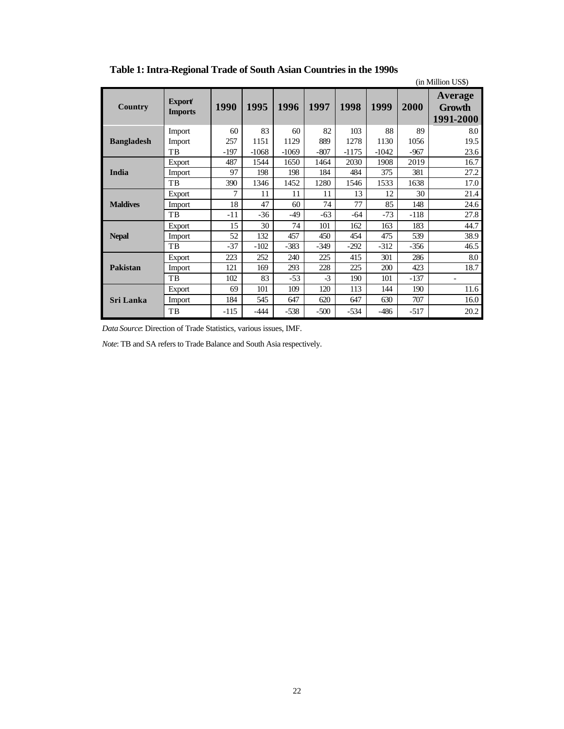## Table 1: Intra-Regional Trade of South Asian Countries in the 1990s

(in Million US$)

| Country | Export/ Imports | 1990 | 1995 | 1996 | 1997 | 1998 | 1999 | 2000 | Average Growth 1991-2000 |
|---|---|---|---|---|---|---|---|---|---|
| Bangladesh | Import | 60 | 83 | 60 | 82 | 103 | 88 | 89 | 8.0 |
| | Import | 257 | 1151 | 1129 | 889 | 1278 | 1130 | 1056 | 19.5 |
| | TB | -197 | -1068 | -1069 | -807 | -1175 | -1042 | -967 | 23.6 |
| India | Export | 487 | 1544 | 1650 | 1464 | 2030 | 1908 | 2019 | 16.7 |
| | Import | 97 | 198 | 198 | 184 | 484 | 375 | 381 | 27.2 |
| | TB | 390 | 1346 | 1452 | 1280 | 1546 | 1533 | 1638 | 17.0 |
| Maldives | Export | 7 | 11 | 11 | 11 | 13 | 12 | 30 | 21.4 |
| | Import | 18 | 47 | 60 | 74 | 77 | 85 | 148 | 24.6 |
| | TB | -11 | -36 | -49 | -63 | -64 | -73 | -118 | 27.8 |
| Nepal | Export | 15 | 30 | 74 | 101 | 162 | 163 | 183 | 44.7 |
| | Import | 52 | 132 | 457 | 450 | 454 | 475 | 539 | 38.9 |
| | TB | -37 | -102 | -383 | -349 | -292 | -312 | -356 | 46.5 |
| Pakistan | Export | 223 | 252 | 240 | 225 | 415 | 301 | 286 | 8.0 |
| | Import | 121 | 169 | 293 | 228 | 225 | 200 | 423 | 18.7 |
| | TB | 102 | 83 | -53 | -3 | 190 | 101 | -137 | - |
| Sri Lanka | Export | 69 | 101 | 109 | 120 | 113 | 144 | 190 | 11.6 |
| | Import | 184 | 545 | 647 | 620 | 647 | 630 | 707 | 16.0 |
| | TB | -115 | -444 | -538 | -500 | -534 | -486 | -517 | 20.2 |

*Data Source*: Direction of Trade Statistics, various issues, IMF.

*Note*: TB and SA refers to Trade Balance and South Asia respectively.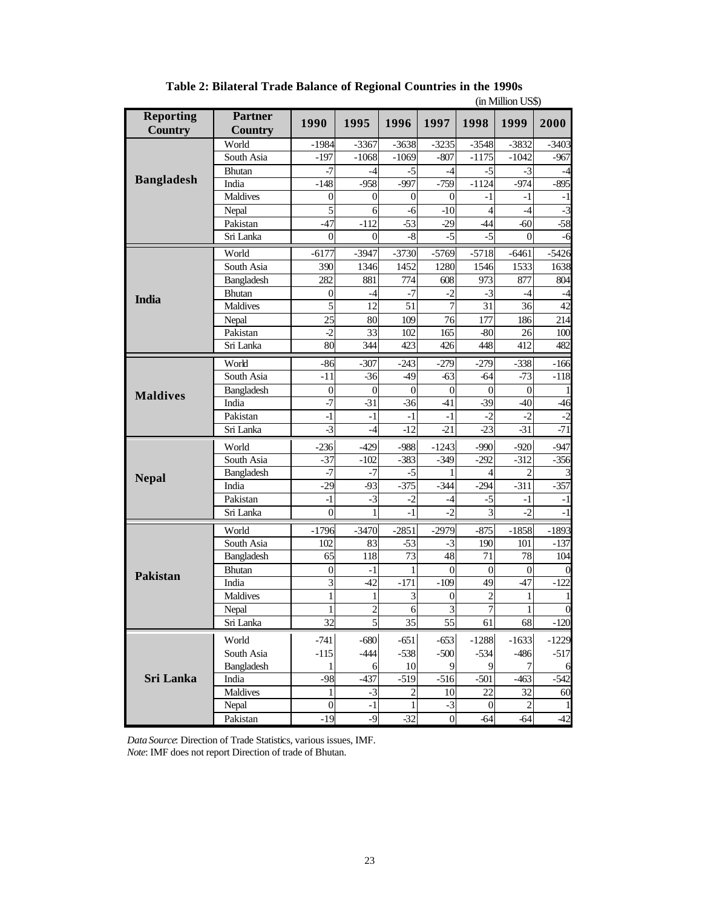**Table 2: Bilateral Trade Balance of Regional Countries in the 1990s**

(in Million US$)

| Reporting Country | Partner Country | 1990 | 1995 | 1996 | 1997 | 1998 | 1999 | 2000 |
|---|---|---|---|---|---|---|---|---|
| **Bangladesh** | World | -1984 | -3367 | -3638 | -3235 | -3548 | -3832 | -3403 |
| | South Asia | -197 | -1068 | -1069 | -807 | -1175 | -1042 | -967 |
| | Bhutan | -7 | -4 | -5 | -4 | -5 | -3 | -4 |
| | India | -148 | -958 | -997 | -759 | -1124 | -974 | -895 |
| | Maldives | 0 | 0 | 0 | 0 | -1 | -1 | -1 |
| | Nepal | 5 | 6 | -6 | -10 | 4 | -4 | -3 |
| | Pakistan | -47 | -112 | -53 | -29 | -44 | -60 | -58 |
| | Sri Lanka | 0 | 0 | -8 | -5 | -5 | 0 | -6 |
| **India** | World | -6177 | -3947 | -3730 | -5769 | -5718 | -6461 | -5426 |
| | South Asia | 390 | 1346 | 1452 | 1280 | 1546 | 1533 | 1638 |
| | Bangladesh | 282 | 881 | 774 | 608 | 973 | 877 | 804 |
| | Bhutan | 0 | -4 | -7 | -2 | -3 | -4 | -4 |
| | Maldives | 5 | 12 | 51 | 7 | 31 | 36 | 42 |
| | Nepal | 25 | 80 | 109 | 76 | 177 | 186 | 214 |
| | Pakistan | -2 | 33 | 102 | 165 | -80 | 26 | 100 |
| | Sri Lanka | 80 | 344 | 423 | 426 | 448 | 412 | 482 |
| **Maldives** | World | -86 | -307 | -243 | -279 | -279 | -338 | -166 |
| | South Asia | -11 | -36 | -49 | -63 | -64 | -73 | -118 |
| | Bangladesh | 0 | 0 | 0 | 0 | 0 | 0 | 1 |
| | India | -7 | -31 | -36 | -41 | -39 | -40 | -46 |
| | Pakistan | -1 | -1 | -1 | -1 | -2 | -2 | -2 |
| | Sri Lanka | -3 | -4 | -12 | -21 | -23 | -31 | -71 |
| **Nepal** | World | -236 | -429 | -988 | -1243 | -990 | -920 | -947 |
| | South Asia | -37 | -102 | -383 | -349 | -292 | -312 | -356 |
| | Bangladesh | -7 | -7 | -5 | 1 | 4 | 2 | 3 |
| | India | -29 | -93 | -375 | -344 | -294 | -311 | -357 |
| | Pakistan | -1 | -3 | -2 | -4 | -5 | -1 | -1 |
| | Sri Lanka | 0 | 1 | -1 | -2 | 3 | -2 | -1 |
| **Pakistan** | World | -1796 | -3470 | -2851 | -2979 | -875 | -1858 | -1893 |
| | South Asia | 102 | 83 | -53 | -3 | 190 | 101 | -137 |
| | Bangladesh | 65 | 118 | 73 | 48 | 71 | 78 | 104 |
| | Bhutan | 0 | -1 | 1 | 0 | 0 | 0 | 0 |
| | India | 3 | -42 | -171 | -109 | 49 | -47 | -122 |
| | Maldives | 1 | 1 | 3 | 0 | 2 | 1 | 1 |
| | Nepal | 1 | 2 | 6 | 3 | 7 | 1 | 0 |
| | Sri Lanka | 32 | 5 | 35 | 55 | 61 | 68 | -120 |
| **Sri Lanka** | World | -741 | -680 | -651 | -653 | -1288 | -1633 | -1229 |
| | South Asia | -115 | -444 | -538 | -500 | -534 | -486 | -517 |
| | Bangladesh | 1 | 6 | 10 | 9 | 9 | 7 | 6 |
| | India | -98 | -437 | -519 | -516 | -501 | -463 | -542 |
| | Maldives | 1 | -3 | 2 | 10 | 22 | 32 | 60 |
| | Nepal | 0 | -1 | 1 | -3 | 0 | 2 | 1 |
| | Pakistan | -19 | -9 | -32 | 0 | -64 | -64 | -42 |

*Data Source*: Direction of Trade Statistics, various issues, IMF.
*Note*: IMF does not report Direction of trade of Bhutan.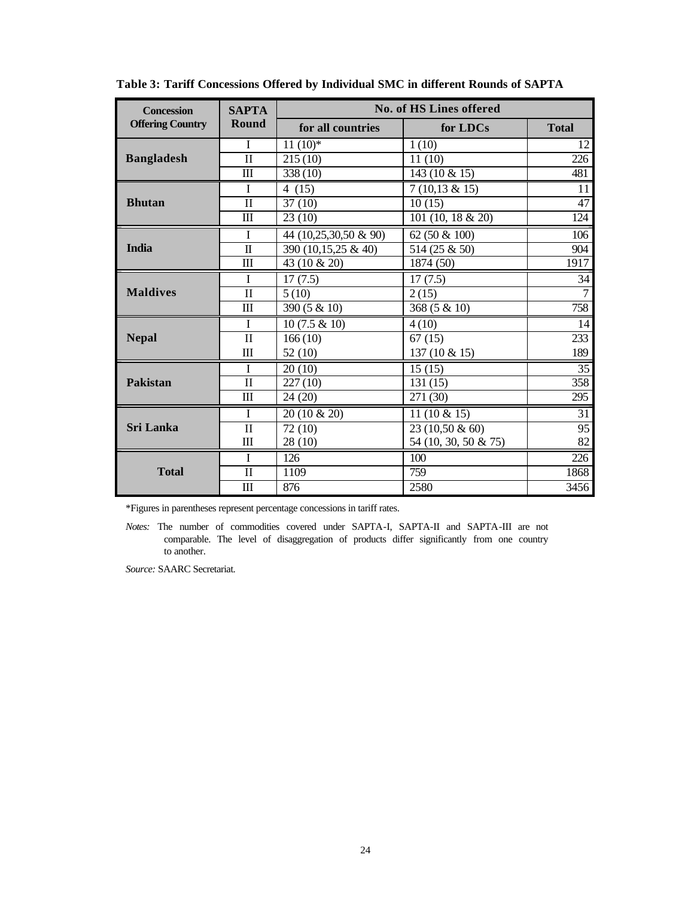**Table 3: Tariff Concessions Offered by Individual SMC in different Rounds of SAPTA**

| Concession Offering Country | SAPTA Round | No. of HS Lines offered | | |
|---|---|---|---|---|
| | | for all countries | for LDCs | Total |
| Bangladesh | I | 11 (10)* | 1 (10) | 12 |
| | II | 215 (10) | 11 (10) | 226 |
| | III | 338 (10) | 143 (10 & 15) | 481 |
| Bhutan | I | 4 (15) | 7 (10,13 & 15) | 11 |
| | II | 37 (10) | 10 (15) | 47 |
| | III | 23 (10) | 101 (10, 18 & 20) | 124 |
| India | I | 44 (10,25,30,50 & 90) | 62 (50 & 100) | 106 |
| | II | 390 (10,15,25 & 40) | 514 (25 & 50) | 904 |
| | III | 43 (10 & 20) | 1874 (50) | 1917 |
| Maldives | I | 17 (7.5) | 17 (7.5) | 34 |
| | II | 5 (10) | 2 (15) | 7 |
| | III | 390 (5 & 10) | 368 (5 & 10) | 758 |
| Nepal | I | 10 (7.5 & 10) | 4 (10) | 14 |
| | II | 166 (10) | 67 (15) | 233 |
| | III | 52 (10) | 137 (10 & 15) | 189 |
| Pakistan | I | 20 (10) | 15 (15) | 35 |
| | II | 227 (10) | 131 (15) | 358 |
| | III | 24 (20) | 271 (30) | 295 |
| Sri Lanka | I | 20 (10 & 20) | 11 (10 & 15) | 31 |
| | II | 72 (10) | 23 (10,50 & 60) | 95 |
| | III | 28 (10) | 54 (10, 30, 50 & 75) | 82 |
| Total | I | 126 | 100 | 226 |
| | II | 1109 | 759 | 1868 |
| | III | 876 | 2580 | 3456 |

*Figures in parentheses represent percentage concessions in tariff rates.

*Notes:* The number of commodities covered under SAPTA-I, SAPTA-II and SAPTA-III are not comparable. The level of disaggregation of products differ significantly from one country to another.

*Source:* SAARC Secretariat.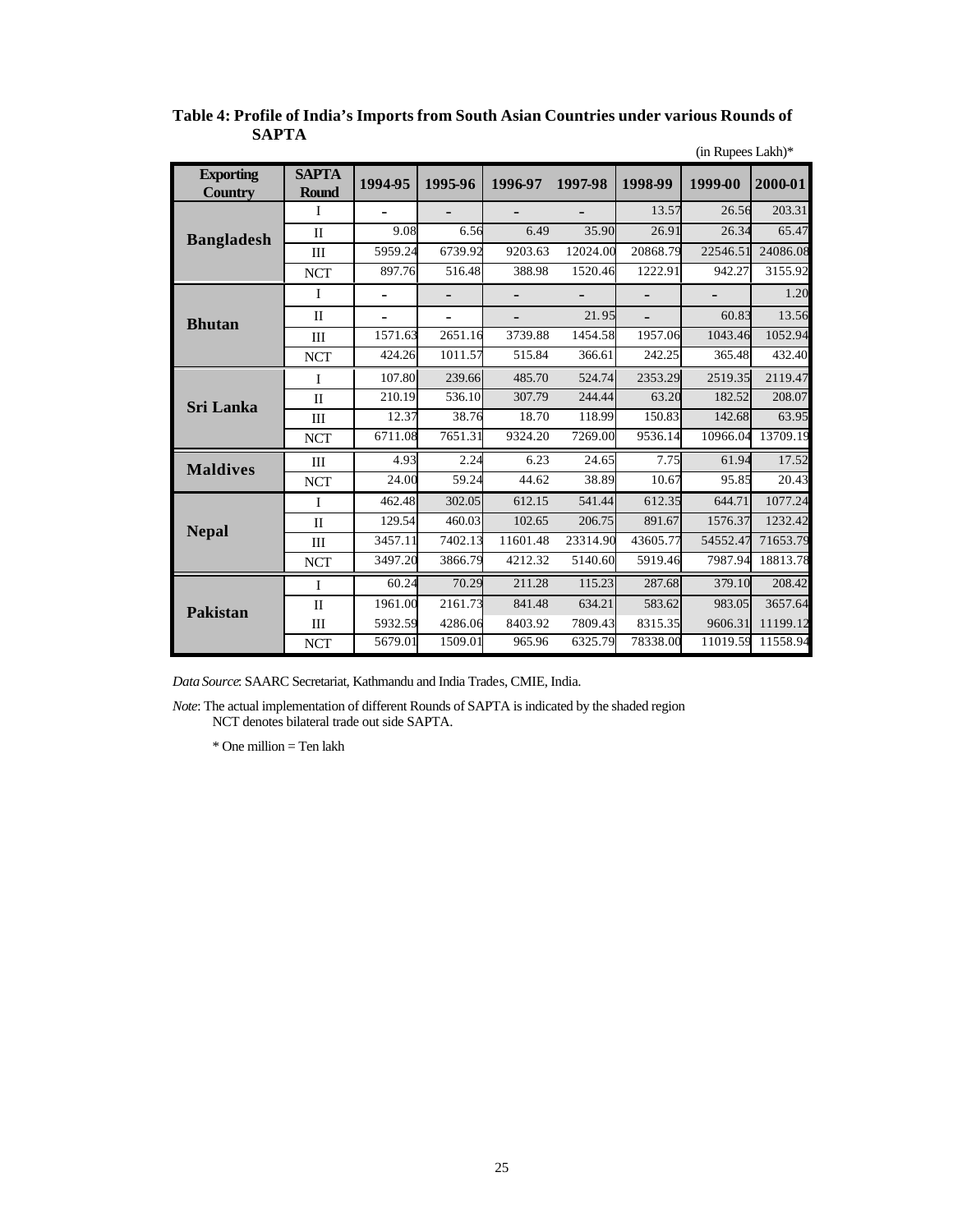**Table 4: Profile of India's Imports from South Asian Countries under various Rounds of SAPTA**

(in Rupees Lakh)*

| Exporting Country | SAPTA Round | 1994-95 | 1995-96 | 1996-97 | 1997-98 | 1998-99 | 1999-00 | 2000-01 |
|---|---|---|---|---|---|---|---|---|
| Bangladesh | I | - | - | - | - | 13.57 | 26.56 | 203.31 |
| | II | 9.08 | 6.56 | 6.49 | 35.90 | 26.91 | 26.34 | 65.47 |
| | III | 5959.24 | 6739.92 | 9203.63 | 12024.00 | 20868.79 | 22546.51 | 24086.08 |
| | NCT | 897.76 | 516.48 | 388.98 | 1520.46 | 1222.91 | 942.27 | 3155.92 |
| Bhutan | I | - | - | - | - | - | - | 1.20 |
| | II | - | - | - | 21.95 | - | 60.83 | 13.56 |
| | III | 1571.63 | 2651.16 | 3739.88 | 1454.58 | 1957.06 | 1043.46 | 1052.94 |
| | NCT | 424.26 | 1011.57 | 515.84 | 366.61 | 242.25 | 365.48 | 432.40 |
| Sri Lanka | I | 107.80 | 239.66 | 485.70 | 524.74 | 2353.29 | 2519.35 | 2119.47 |
| | II | 210.19 | 536.10 | 307.79 | 244.44 | 63.20 | 182.52 | 208.07 |
| | III | 12.37 | 38.76 | 18.70 | 118.99 | 150.83 | 142.68 | 63.95 |
| | NCT | 6711.08 | 7651.31 | 9324.20 | 7269.00 | 9536.14 | 10966.04 | 13709.19 |
| Maldives | III | 4.93 | 2.24 | 6.23 | 24.65 | 7.75 | 61.94 | 17.52 |
| | NCT | 24.00 | 59.24 | 44.62 | 38.89 | 10.67 | 95.85 | 20.43 |
| Nepal | I | 462.48 | 302.05 | 612.15 | 541.44 | 612.35 | 644.71 | 1077.24 |
| | II | 129.54 | 460.03 | 102.65 | 206.75 | 891.67 | 1576.37 | 1232.42 |
| | III | 3457.11 | 7402.13 | 11601.48 | 23314.90 | 43605.77 | 54552.47 | 71653.79 |
| | NCT | 3497.20 | 3866.79 | 4212.32 | 5140.60 | 5919.46 | 7987.94 | 18813.78 |
| Pakistan | I | 60.24 | 70.29 | 211.28 | 115.23 | 287.68 | 379.10 | 208.42 |
| | II | 1961.00 | 2161.73 | 841.48 | 634.21 | 583.62 | 983.05 | 3657.64 |
| | III | 5932.59 | 4286.06 | 8403.92 | 7809.43 | 8315.35 | 9606.31 | 11199.12 |
| | NCT | 5679.01 | 1509.01 | 965.96 | 6325.79 | 78338.00 | 11019.59 | 11558.94 |

*Data Source*: SAARC Secretariat, Kathmandu and India Trades, CMIE, India.

*Note*: The actual implementation of different Rounds of SAPTA is indicated by the shaded region
NCT denotes bilateral trade out side SAPTA.

* One million = Ten lakh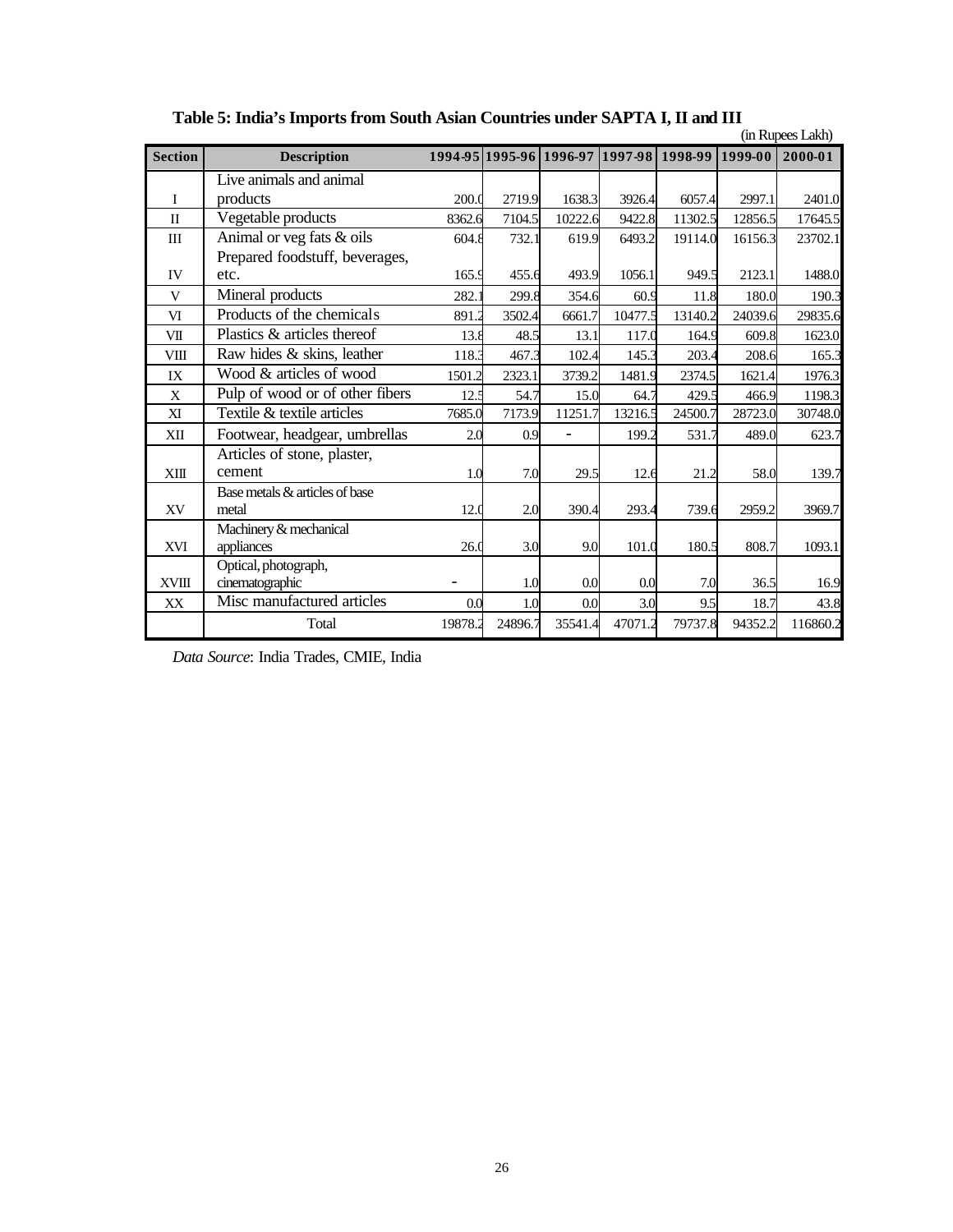**Table 5: India's Imports from South Asian Countries under SAPTA I, II and III**

(in Rupees Lakh)

| Section | Description | 1994-95 | 1995-96 | 1996-97 | 1997-98 | 1998-99 | 1999-00 | 2000-01 |
|---|---|---|---|---|---|---|---|---|
| I | Live animals and animal products | 200.0 | 2719.9 | 1638.3 | 3926.4 | 6057.4 | 2997.1 | 2401.0 |
| II | Vegetable products | 8362.6 | 7104.5 | 10222.6 | 9422.8 | 11302.5 | 12856.5 | 17645.5 |
| III | Animal or veg fats & oils | 604.8 | 732.1 | 619.9 | 6493.2 | 19114.0 | 16156.3 | 23702.1 |
| IV | Prepared foodstuff, beverages, etc. | 165.9 | 455.6 | 493.9 | 1056.1 | 949.5 | 2123.1 | 1488.0 |
| V | Mineral products | 282.1 | 299.8 | 354.6 | 60.9 | 11.8 | 180.0 | 190.3 |
| VI | Products of the chemicals | 891.2 | 3502.4 | 6661.7 | 10477.5 | 13140.2 | 24039.6 | 29835.6 |
| VII | Plastics & articles thereof | 13.8 | 48.5 | 13.1 | 117.0 | 164.9 | 609.8 | 1623.0 |
| VIII | Raw hides & skins, leather | 118.3 | 467.3 | 102.4 | 145.3 | 203.4 | 208.6 | 165.3 |
| IX | Wood & articles of wood | 1501.2 | 2323.1 | 3739.2 | 1481.9 | 2374.5 | 1621.4 | 1976.3 |
| X | Pulp of wood or of other fibers | 12.5 | 54.7 | 15.0 | 64.7 | 429.5 | 466.9 | 1198.3 |
| XI | Textile & textile articles | 7685.0 | 7173.9 | 11251.7 | 13216.5 | 24500.7 | 28723.0 | 30748.0 |
| XII | Footwear, headgear, umbrellas | 2.0 | 0.9 | - | 199.2 | 531.7 | 489.0 | 623.7 |
| XIII | Articles of stone, plaster, cement | 1.0 | 7.0 | 29.5 | 12.6 | 21.2 | 58.0 | 139.7 |
| XV | Base metals & articles of base metal | 12.0 | 2.0 | 390.4 | 293.4 | 739.6 | 2959.2 | 3969.7 |
| XVI | Machinery & mechanical appliances | 26.0 | 3.0 | 9.0 | 101.0 | 180.5 | 808.7 | 1093.1 |
| XVIII | Optical, photograph, cinematographic | - | 1.0 | 0.0 | 0.0 | 7.0 | 36.5 | 16.9 |
| XX | Misc manufactured articles | 0.0 | 1.0 | 0.0 | 3.0 | 9.5 | 18.7 | 43.8 |
| | Total | 19878.2 | 24896.7 | 35541.4 | 47071.2 | 79737.8 | 94352.2 | 116860.2 |

*Data Source*: India Trades, CMIE, India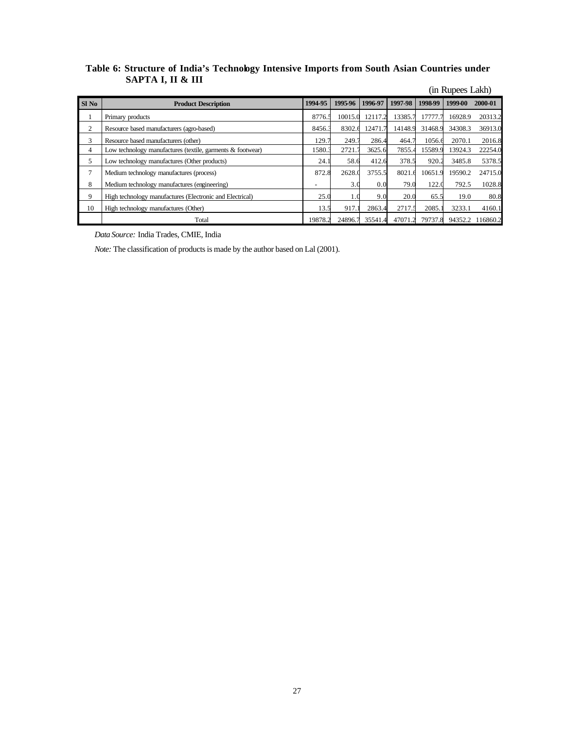**Table 6: Structure of India's Technology Intensive Imports from South Asian Countries under SAPTA I, II & III**

(in Rupees Lakh)

| Sl No | Product Description | 1994-95 | 1995-96 | 1996-97 | 1997-98 | 1998-99 | 1999-00 | 2000-01 |
|---|---|---|---|---|---|---|---|---|
| 1 | Primary products | 8776.5 | 10015.0 | 12117.2 | 13385.7 | 17777.7 | 16928.9 | 20313.2 |
| 2 | Resource based manufacturers (agro-based) | 8456.3 | 8302.6 | 12471.7 | 14148.9 | 31468.9 | 34308.3 | 36913.0 |
| 3 | Resource based manufacturers (other) | 129.7 | 249.7 | 286.4 | 464.7 | 1056.6 | 2070.1 | 2016.8 |
| 4 | Low technology manufactures (textile, garments & footwear) | 1580.3 | 2721.7 | 3625.6 | 7855.4 | 15589.9 | 13924.3 | 22254.0 |
| 5 | Low technology manufactures (Other products) | 24.1 | 58.6 | 412.6 | 378.5 | 920.2 | 3485.8 | 5378.5 |
| 7 | Medium technology manufactures (process) | 872.8 | 2628.0 | 3755.5 | 8021.6 | 10651.9 | 19590.2 | 24715.0 |
| 8 | Medium technology manufactures (engineering) | - | 3.0 | 0.0 | 79.0 | 122.0 | 792.5 | 1028.8 |
| 9 | High technology manufactures (Electronic and Electrical) | 25.0 | 1.0 | 9.0 | 20.0 | 65.5 | 19.0 | 80.8 |
| 10 | High technology manufactures (Other) | 13.5 | 917.1 | 2863.4 | 2717.5 | 2085.1 | 3233.1 | 4160.1 |
| | Total | 19878.2 | 24896.7 | 35541.4 | 47071.2 | 79737.8 | 94352.2 | 116860.2 |

*Data Source:* India Trades, CMIE, India

*Note:* The classification of products is made by the author based on Lal (2001).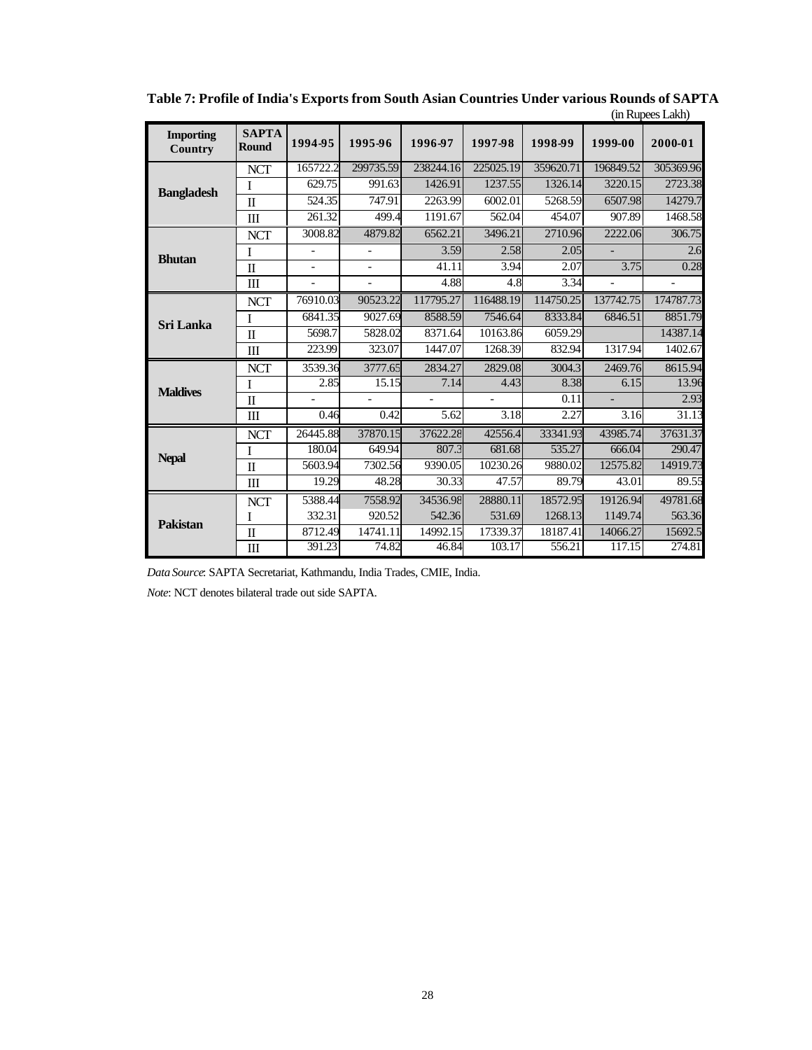**Table 7: Profile of India's Exports from South Asian Countries Under various Rounds of SAPTA**

(in Rupees Lakh)

| Importing Country | SAPTA Round | 1994-95 | 1995-96 | 1996-97 | 1997-98 | 1998-99 | 1999-00 | 2000-01 |
|---|---|---|---|---|---|---|---|---|
| Bangladesh | NCT | 165722.2 | 299735.59 | 238244.16 | 225025.19 | 359620.71 | 196849.52 | 305369.96 |
| | I | 629.75 | 991.63 | 1426.91 | 1237.55 | 1326.14 | 3220.15 | 2723.38 |
| | II | 524.35 | 747.91 | 2263.99 | 6002.01 | 5268.59 | 6507.98 | 14279.7 |
| | III | 261.32 | 499.4 | 1191.67 | 562.04 | 454.07 | 907.89 | 1468.58 |
| Bhutan | NCT | 3008.82 | 4879.82 | 6562.21 | 3496.21 | 2710.96 | 2222.06 | 306.75 |
| | I | - | - | 3.59 | 2.58 | 2.05 | - | 2.6 |
| | II | - | - | 41.11 | 3.94 | 2.07 | 3.75 | 0.28 |
| | III | - | - | 4.88 | 4.8 | 3.34 | - | - |
| Sri Lanka | NCT | 76910.03 | 90523.22 | 117795.27 | 116488.19 | 114750.25 | 137742.75 | 174787.73 |
| | I | 6841.35 | 9027.69 | 8588.59 | 7546.64 | 8333.84 | 6846.51 | 8851.79 |
| | II | 5698.7 | 5828.02 | 8371.64 | 10163.86 | 6059.29 | | 14387.14 |
| | III | 223.99 | 323.07 | 1447.07 | 1268.39 | 832.94 | 1317.94 | 1402.67 |
| Maldives | NCT | 3539.36 | 3777.65 | 2834.27 | 2829.08 | 3004.3 | 2469.76 | 8615.94 |
| | I | 2.85 | 15.15 | 7.14 | 4.43 | 8.38 | 6.15 | 13.96 |
| | II | - | - | - | - | 0.11 | - | 2.93 |
| | III | 0.46 | 0.42 | 5.62 | 3.18 | 2.27 | 3.16 | 31.13 |
| Nepal | NCT | 26445.88 | 37870.15 | 37622.28 | 42556.4 | 33341.93 | 43985.74 | 37631.37 |
| | I | 180.04 | 649.94 | 807.3 | 681.68 | 535.27 | 666.04 | 290.47 |
| | II | 5603.94 | 7302.56 | 9390.05 | 10230.26 | 9880.02 | 12575.82 | 14919.73 |
| | III | 19.29 | 48.28 | 30.33 | 47.57 | 89.79 | 43.01 | 89.55 |
| Pakistan | NCT | 5388.44 | 7558.92 | 34536.98 | 28880.11 | 18572.95 | 19126.94 | 49781.68 |
| | I | 332.31 | 920.52 | 542.36 | 531.69 | 1268.13 | 1149.74 | 563.36 |
| | II | 8712.49 | 14741.11 | 14992.15 | 17339.37 | 18187.41 | 14066.27 | 15692.5 |
| | III | 391.23 | 74.82 | 46.84 | 103.17 | 556.21 | 117.15 | 274.81 |

*Data Source*: SAPTA Secretariat, Kathmandu, India Trades, CMIE, India.

*Note*: NCT denotes bilateral trade out side SAPTA.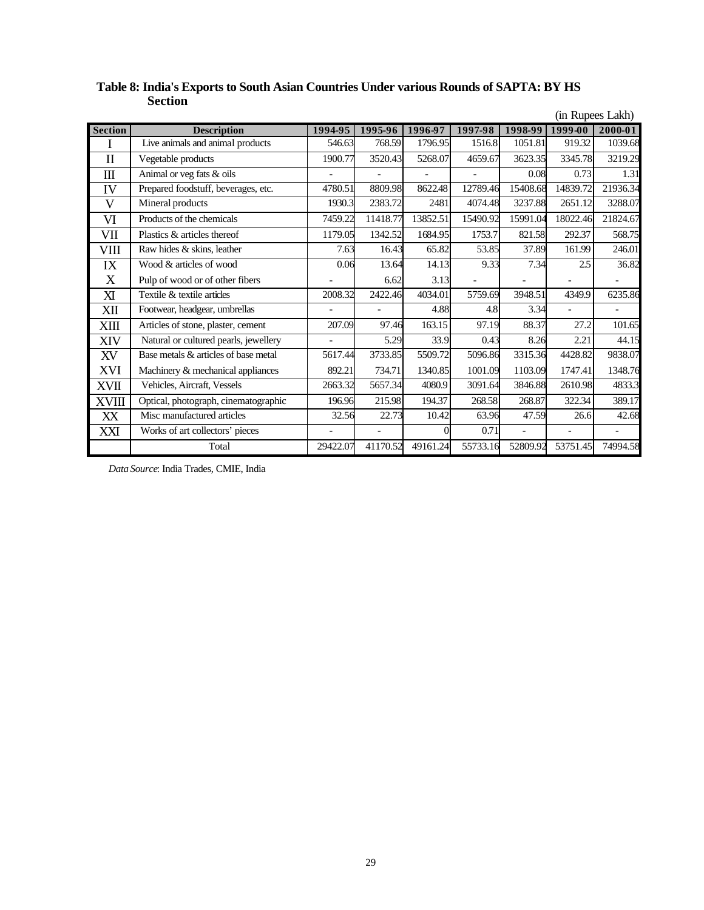**Table 8: India's Exports to South Asian Countries Under various Rounds of SAPTA: BY HS Section**

(in Rupees Lakh)

| Section | Description | 1994-95 | 1995-96 | 1996-97 | 1997-98 | 1998-99 | 1999-00 | 2000-01 |
|---|---|---|---|---|---|---|---|---|
| I | Live animals and animal products | 546.63 | 768.59 | 1796.95 | 1516.8 | 1051.81 | 919.32 | 1039.68 |
| II | Vegetable products | 1900.77 | 3520.43 | 5268.07 | 4659.67 | 3623.35 | 3345.78 | 3219.29 |
| III | Animal or veg fats & oils | - | - | - | - | 0.08 | 0.73 | 1.31 |
| IV | Prepared foodstuff, beverages, etc. | 4780.51 | 8809.98 | 8622.48 | 12789.46 | 15408.68 | 14839.72 | 21936.34 |
| V | Mineral products | 1930.3 | 2383.72 | 2481 | 4074.48 | 3237.88 | 2651.12 | 3288.07 |
| VI | Products of the chemicals | 7459.22 | 11418.77 | 13852.51 | 15490.92 | 15991.04 | 18022.46 | 21824.67 |
| VII | Plastics & articles thereof | 1179.05 | 1342.52 | 1684.95 | 1753.7 | 821.58 | 292.37 | 568.75 |
| VIII | Raw hides & skins, leather | 7.63 | 16.43 | 65.82 | 53.85 | 37.89 | 161.99 | 246.01 |
| IX | Wood & articles of wood | 0.06 | 13.64 | 14.13 | 9.33 | 7.34 | 2.5 | 36.82 |
| X | Pulp of wood or of other fibers | - | 6.62 | 3.13 | - | - | - | - |
| XI | Textile & textile articles | 2008.32 | 2422.46 | 4034.01 | 5759.69 | 3948.51 | 4349.9 | 6235.86 |
| XII | Footwear, headgear, umbrellas | - | - | 4.88 | 4.8 | 3.34 | - | - |
| XIII | Articles of stone, plaster, cement | 207.09 | 97.46 | 163.15 | 97.19 | 88.37 | 27.2 | 101.65 |
| XIV | Natural or cultured pearls, jewellery | - | 5.29 | 33.9 | 0.43 | 8.26 | 2.21 | 44.15 |
| XV | Base metals & articles of base metal | 5617.44 | 3733.85 | 5509.72 | 5096.86 | 3315.36 | 4428.82 | 9838.07 |
| XVI | Machinery & mechanical appliances | 892.21 | 734.71 | 1340.85 | 1001.09 | 1103.09 | 1747.41 | 1348.76 |
| XVII | Vehicles, Aircraft, Vessels | 2663.32 | 5657.34 | 4080.9 | 3091.64 | 3846.88 | 2610.98 | 4833.3 |
| XVIII | Optical, photograph, cinematographic | 196.96 | 215.98 | 194.37 | 268.58 | 268.87 | 322.34 | 389.17 |
| XX | Misc manufactured articles | 32.56 | 22.73 | 10.42 | 63.96 | 47.59 | 26.6 | 42.68 |
| XXI | Works of art collectors' pieces | - | - | 0 | 0.71 | - | - | - |
| | Total | 29422.07 | 41170.52 | 49161.24 | 55733.16 | 52809.92 | 53751.45 | 74994.58 |

*Data Source*: India Trades, CMIE, India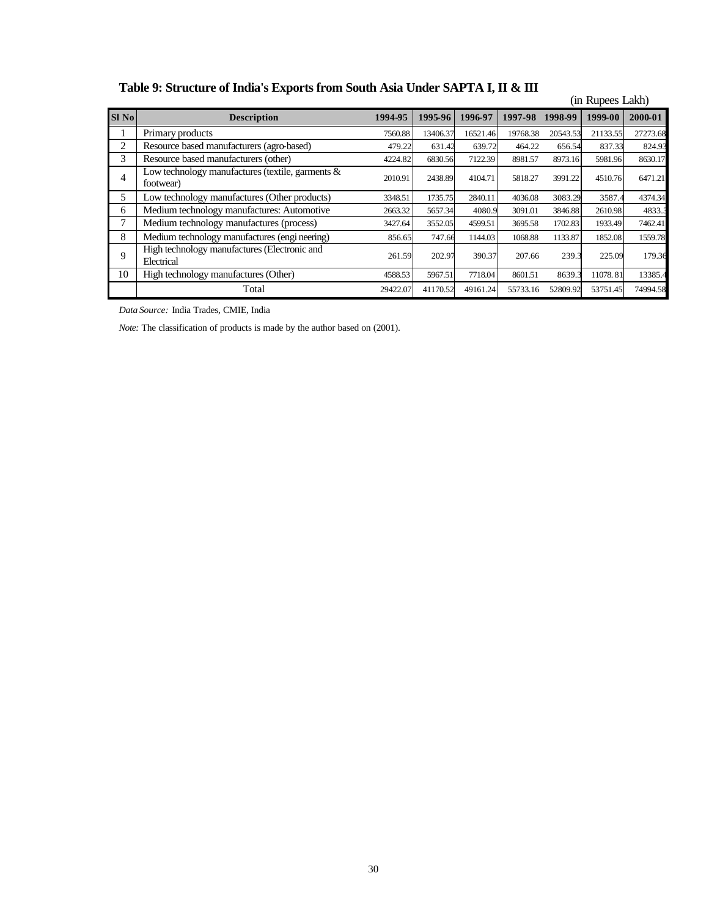**Table 9: Structure of India's Exports from South Asia Under SAPTA I, II & III**

(in Rupees Lakh)

| Sl No | Description | 1994-95 | 1995-96 | 1996-97 | 1997-98 | 1998-99 | 1999-00 | 2000-01 |
|---|---|---|---|---|---|---|---|---|
| 1 | Primary products | 7560.88 | 13406.37 | 16521.46 | 19768.38 | 20543.53 | 21133.55 | 27273.68 |
| 2 | Resource based manufacturers (agro-based) | 479.22 | 631.42 | 639.72 | 464.22 | 656.54 | 837.33 | 824.93 |
| 3 | Resource based manufacturers (other) | 4224.82 | 6830.56 | 7122.39 | 8981.57 | 8973.16 | 5981.96 | 8630.17 |
| 4 | Low technology manufactures (textile, garments & footwear) | 2010.91 | 2438.89 | 4104.71 | 5818.27 | 3991.22 | 4510.76 | 6471.21 |
| 5 | Low technology manufactures (Other products) | 3348.51 | 1735.75 | 2840.11 | 4036.08 | 3083.29 | 3587.4 | 4374.34 |
| 6 | Medium technology manufactures: Automotive | 2663.32 | 5657.34 | 4080.9 | 3091.01 | 3846.88 | 2610.98 | 4833.3 |
| 7 | Medium technology manufactures (process) | 3427.64 | 3552.05 | 4599.51 | 3695.58 | 1702.83 | 1933.49 | 7462.41 |
| 8 | Medium technology manufactures (engi neering) | 856.65 | 747.66 | 1144.03 | 1068.88 | 1133.87 | 1852.08 | 1559.78 |
| 9 | High technology manufactures (Electronic and Electrical | 261.59 | 202.97 | 390.37 | 207.66 | 239.3 | 225.09 | 179.36 |
| 10 | High technology manufactures (Other) | 4588.53 | 5967.51 | 7718.04 | 8601.51 | 8639.3 | 11078.81 | 13385.4 |
| | Total | 29422.07 | 41170.52 | 49161.24 | 55733.16 | 52809.92 | 53751.45 | 74994.58 |

*Data Source:* India Trades, CMIE, India

*Note:* The classification of products is made by the author based on (2001).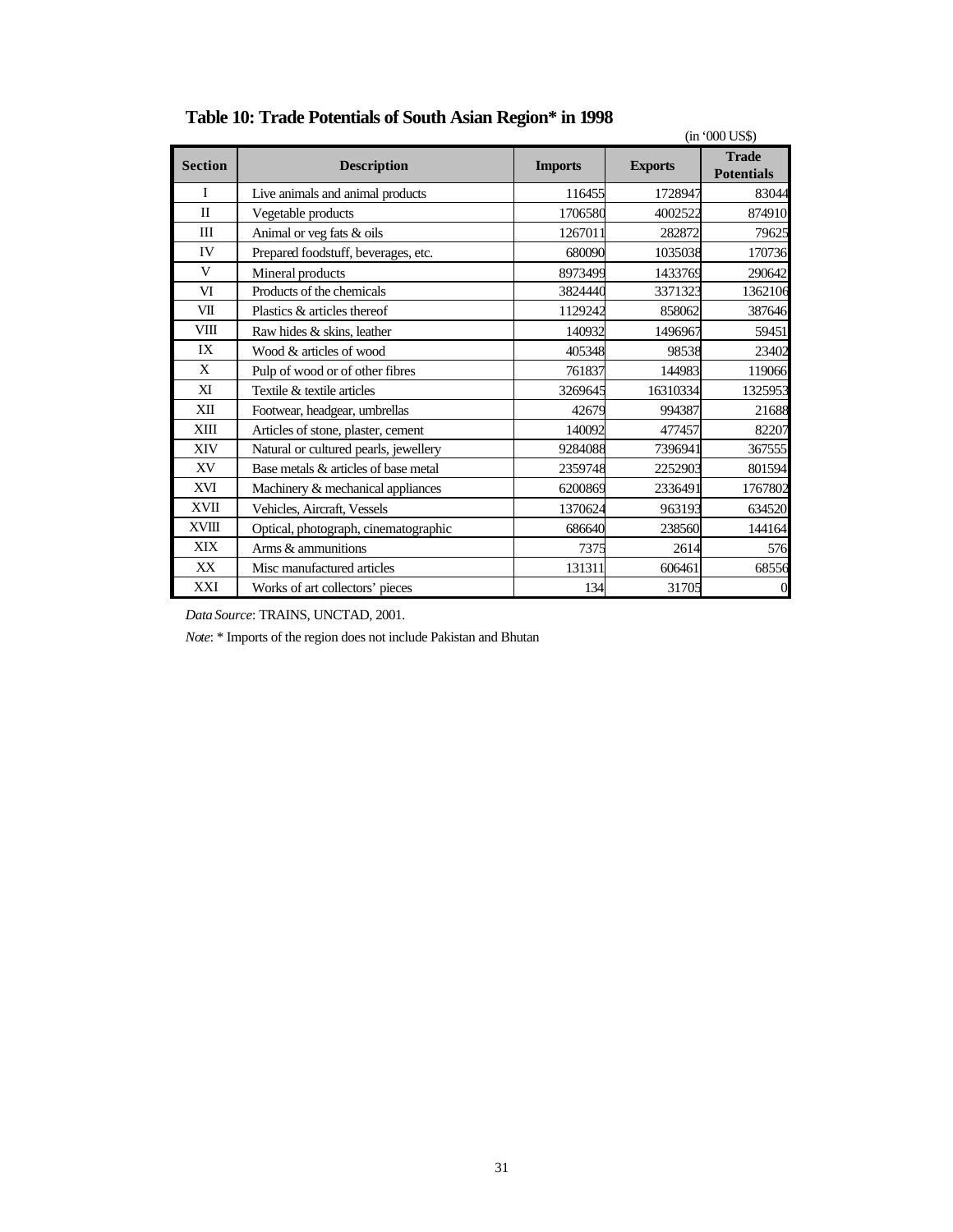## Table 10: Trade Potentials of South Asian Region* in 1998

(in '000 US$)

| Section | Description | Imports | Exports | Trade Potentials |
|---|---|---|---|---|
| I | Live animals and animal products | 116455 | 1728947 | 83044 |
| II | Vegetable products | 1706580 | 4002522 | 874910 |
| III | Animal or veg fats & oils | 1267011 | 282872 | 79625 |
| IV | Prepared foodstuff, beverages, etc. | 680090 | 1035038 | 170736 |
| V | Mineral products | 8973499 | 1433769 | 290642 |
| VI | Products of the chemicals | 3824440 | 3371323 | 1362106 |
| VII | Plastics & articles thereof | 1129242 | 858062 | 387646 |
| VIII | Raw hides & skins, leather | 140932 | 1496967 | 59451 |
| IX | Wood & articles of wood | 405348 | 98538 | 23402 |
| X | Pulp of wood or of other fibres | 761837 | 144983 | 119066 |
| XI | Textile & textile articles | 3269645 | 16310334 | 1325953 |
| XII | Footwear, headgear, umbrellas | 42679 | 994387 | 21688 |
| XIII | Articles of stone, plaster, cement | 140092 | 477457 | 82207 |
| XIV | Natural or cultured pearls, jewellery | 9284088 | 7396941 | 367555 |
| XV | Base metals & articles of base metal | 2359748 | 2252903 | 801594 |
| XVI | Machinery & mechanical appliances | 6200869 | 2336491 | 1767802 |
| XVII | Vehicles, Aircraft, Vessels | 1370624 | 963193 | 634520 |
| XVIII | Optical, photograph, cinematographic | 686640 | 238560 | 144164 |
| XIX | Arms & ammunitions | 7375 | 2614 | 576 |
| XX | Misc manufactured articles | 131311 | 606461 | 68556 |
| XXI | Works of art collectors' pieces | 134 | 31705 | 0 |

*Data Source*: TRAINS, UNCTAD, 2001.

*Note*: * Imports of the region does not include Pakistan and Bhutan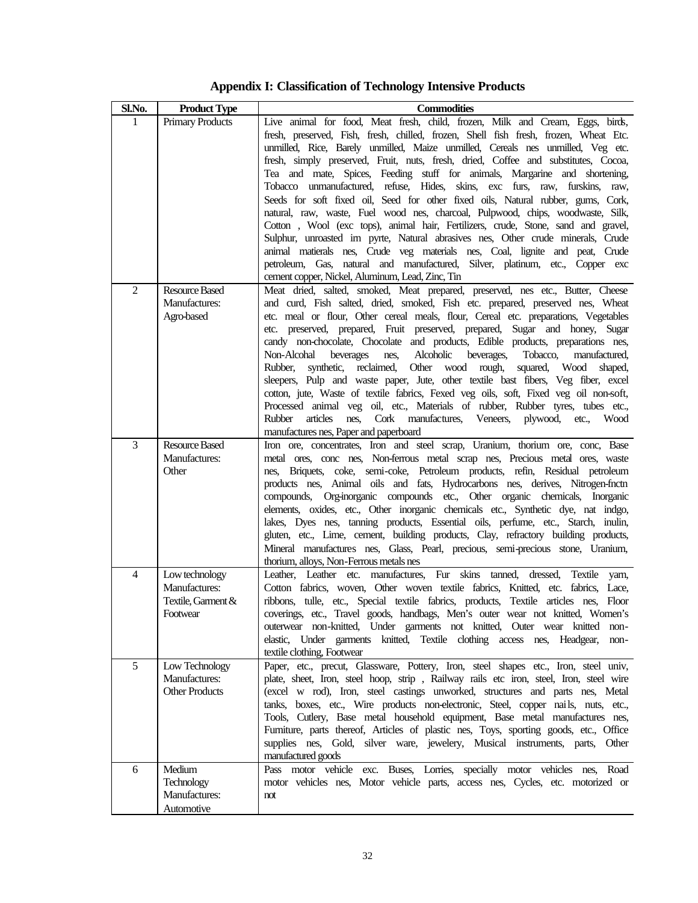## Appendix I: Classification of Technology Intensive Products

| Sl.No. | Product Type | Commodities |
|---|---|---|
| 1 | Primary Products | Live animal for food, Meat fresh, child, frozen, Milk and Cream, Eggs, birds, fresh, preserved, Fish, fresh, chilled, frozen, Shell fish fresh, frozen, Wheat Etc. unmilled, Rice, Barely unmilled, Maize unmilled, Cereals nes unmilled, Veg etc. fresh, simply preserved, Fruit, nuts, fresh, dried, Coffee and substitutes, Cocoa, Tea and mate, Spices, Feeding stuff for animals, Margarine and shortening, Tobacco unmanufactured, refuse, Hides, skins, exc furs, raw, furskins, raw, Seeds for soft fixed oil, Seed for other fixed oils, Natural rubber, gums, Cork, natural, raw, waste, Fuel wood nes, charcoal, Pulpwood, chips, woodwaste, Silk, Cotton , Wool (exc tops), animal hair, Fertilizers, crude, Stone, sand and gravel, Sulphur, unroasted irn pyrte, Natural abrasives nes, Other crude minerals, Crude animal matierals nes, Crude veg materials nes, Coal, lignite and peat, Crude petroleum, Gas, natural and manufactured, Silver, platinum, etc., Copper exc cement copper, Nickel, Aluminum, Lead, Zinc, Tin |
| 2 | Resource Based Manufactures: Agro-based | Meat dried, salted, smoked, Meat prepared, preserved, nes etc., Butter, Cheese and curd, Fish salted, dried, smoked, Fish etc. prepared, preserved nes, Wheat etc. meal or flour, Other cereal meals, flour, Cereal etc. preparations, Vegetables etc. preserved, prepared, Fruit preserved, prepared, Sugar and honey, Sugar candy non-chocolate, Chocolate and products, Edible products, preparations nes, Non-Alcohal beverages nes, Alcoholic beverages, Tobacco, manufactured, Rubber, synthetic, reclaimed, Other wood rough, squared, Wood shaped, sleepers, Pulp and waste paper, Jute, other textile bast fibers, Veg fiber, excel cotton, jute, Waste of textile fabrics, Fexed veg oils, soft, Fixed veg oil non-soft, Processed animal veg oil, etc., Materials of rubber, Rubber tyres, tubes etc., Rubber articles nes, Cork manufactures, Veneers, plywood, etc., Wood manufactures nes, Paper and paperboard |
| 3 | Resource Based Manufactures: Other | Iron ore, concentrates, Iron and steel scrap, Uranium, thorium ore, conc, Base metal ores, conc nes, Non-ferrous metal scrap nes, Precious metal ores, waste nes, Briquets, coke, semi-coke, Petroleum products, refin, Residual petroleum products nes, Animal oils and fats, Hydrocarbons nes, derives, Nitrogen-fnctn compounds, Org-inorganic compounds etc., Other organic chemicals, Inorganic elements, oxides, etc., Other inorganic chemicals etc., Synthetic dye, nat indgo, lakes, Dyes nes, tanning products, Essential oils, perfume, etc., Starch, inulin, gluten, etc., Lime, cement, building products, Clay, refractory building products, Mineral manufactures nes, Glass, Pearl, precious, semi-precious stone, Uranium, thorium, alloys, Non-Ferrous metals nes |
| 4 | Low technology Manufactures: Textile, Garment & Footwear | Leather, Leather etc. manufactures, Fur skins tanned, dressed, Textile yarn, Cotton fabrics, woven, Other woven textile fabrics, Knitted, etc. fabrics, Lace, ribbons, tulle, etc., Special textile fabrics, products, Textile articles nes, Floor coverings, etc., Travel goods, handbags, Men's outer wear not knitted, Women's outerwear non-knitted, Under garments not knitted, Outer wear knitted non-elastic, Under garments knitted, Textile clothing access nes, Headgear, non-textile clothing, Footwear |
| 5 | Low Technology Manufactures: Other Products | Paper, etc., precut, Glassware, Pottery, Iron, steel shapes etc., Iron, steel univ, plate, sheet, Iron, steel hoop, strip , Railway rails etc iron, steel, Iron, steel wire (excel w rod), Iron, steel castings unworked, structures and parts nes, Metal tanks, boxes, etc., Wire products non-electronic, Steel, copper nails, nuts, etc., Tools, Cutlery, Base metal household equipment, Base metal manufactures nes, Furniture, parts thereof, Articles of plastic nes, Toys, sporting goods, etc., Office supplies nes, Gold, silver ware, jewelery, Musical instruments, parts, Other manufactured goods |
| 6 | Medium Technology Manufactures: Automotive | Pass motor vehicle exc. Buses, Lorries, specially motor vehicles nes, Road motor vehicles nes, Motor vehicle parts, access nes, Cycles, etc. motorized or not |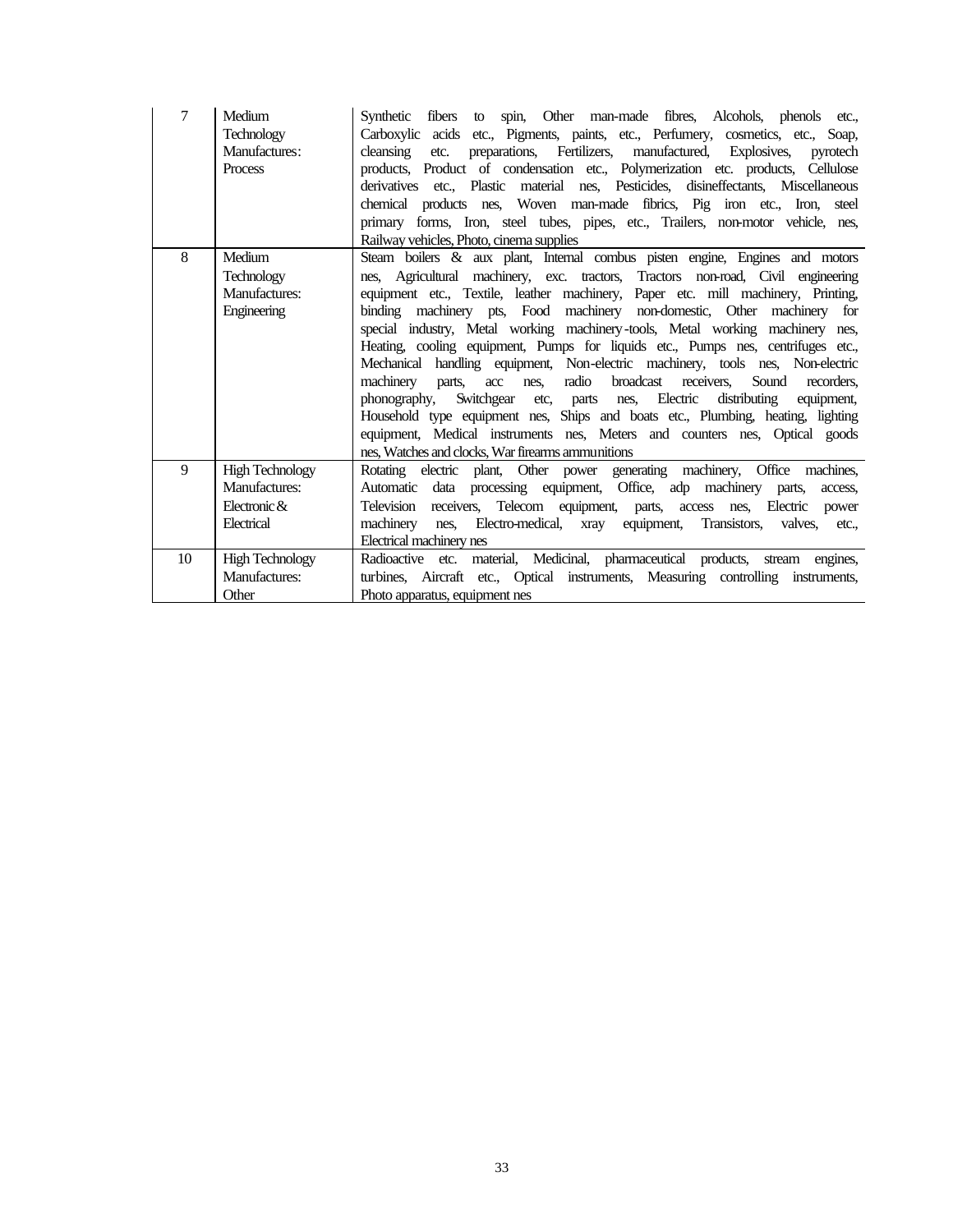| 7 | Medium Technology Manufactures: Process | Synthetic fibers to spin, Other man-made fibres, Alcohols, phenols etc., Carboxylic acids etc., Pigments, paints, etc., Perfumery, cosmetics, etc., Soap, cleansing etc. preparations, Fertilizers, manufactured, Explosives, pyrotech products, Product of condensation etc., Polymerization etc. products, Cellulose derivatives etc., Plastic material nes, Pesticides, disineffectants, Miscellaneous chemical products nes, Woven man-made fibrics, Pig iron etc., Iron, steel primary forms, Iron, steel tubes, pipes, etc., Trailers, non-motor vehicle, nes, Railway vehicles, Photo, cinema supplies |
|---|---|---|
| 8 | Medium Technology Manufactures: Engineering | Steam boilers & aux plant, Internal combus pisten engine, Engines and motors nes, Agricultural machinery, exc. tractors, Tractors non-road, Civil engineering equipment etc., Textile, leather machinery, Paper etc. mill machinery, Printing, binding machinery pts, Food machinery non-domestic, Other machinery for special industry, Metal working machinery-tools, Metal working machinery nes, Heating, cooling equipment, Pumps for liquids etc., Pumps nes, centrifuges etc., Mechanical handling equipment, Non-electric machinery, tools nes, Non-electric machinery parts, acc nes, radio broadcast receivers, Sound recorders, phonography, Switchgear etc, parts nes, Electric distributing equipment, Household type equipment nes, Ships and boats etc., Plumbing, heating, lighting equipment, Medical instruments nes, Meters and counters nes, Optical goods nes, Watches and clocks, War firearms ammunitions |
| 9 | High Technology Manufactures: Electronic & Electrical | Rotating electric plant, Other power generating machinery, Office machines, Automatic data processing equipment, Office, adp machinery parts, access, Television receivers, Telecom equipment, parts, access nes, Electric power machinery nes, Electro-medical, xray equipment, Transistors, valves, etc., Electrical machinery nes |
| 10 | High Technology Manufactures: Other | Radioactive etc. material, Medicinal, pharmaceutical products, stream engines, turbines, Aircraft etc., Optical instruments, Measuring controlling instruments, Photo apparatus, equipment nes |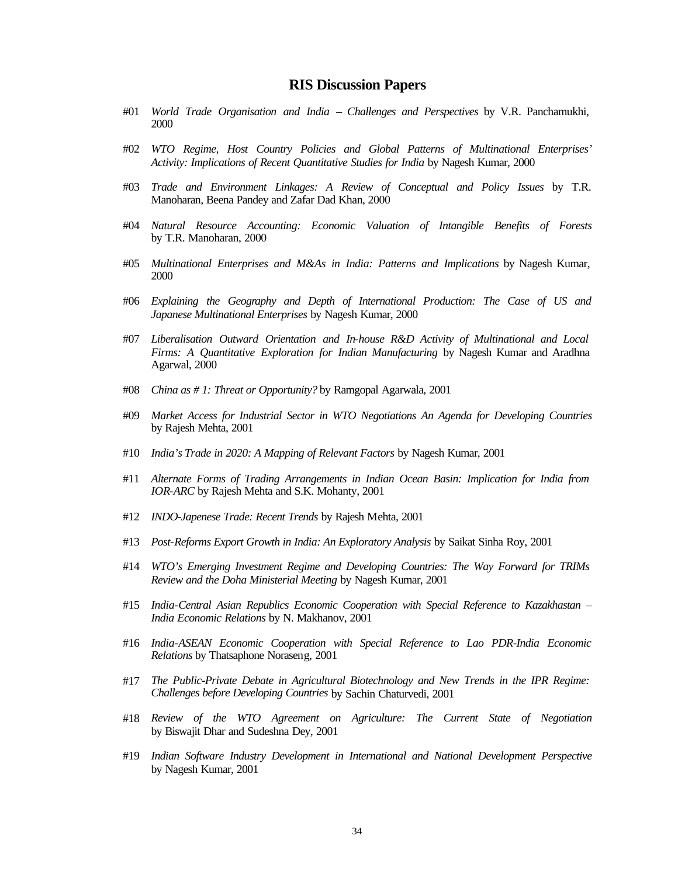## RIS Discussion Papers

#01 *World Trade Organisation and India – Challenges and Perspectives* by V.R. Panchamukhi, 2000

#02 *WTO Regime, Host Country Policies and Global Patterns of Multinational Enterprises' Activity: Implications of Recent Quantitative Studies for India* by Nagesh Kumar, 2000

#03 *Trade and Environment Linkages: A Review of Conceptual and Policy Issues* by T.R. Manoharan, Beena Pandey and Zafar Dad Khan, 2000

#04 *Natural Resource Accounting: Economic Valuation of Intangible Benefits of Forests* by T.R. Manoharan, 2000

#05 *Multinational Enterprises and M&As in India: Patterns and Implications* by Nagesh Kumar, 2000

#06 *Explaining the Geography and Depth of International Production: The Case of US and Japanese Multinational Enterprises* by Nagesh Kumar, 2000

#07 *Liberalisation Outward Orientation and In-house R&D Activity of Multinational and Local Firms: A Quantitative Exploration for Indian Manufacturing* by Nagesh Kumar and Aradhna Agarwal, 2000

#08 *China as # 1: Threat or Opportunity?* by Ramgopal Agarwala, 2001

#09 *Market Access for Industrial Sector in WTO Negotiations An Agenda for Developing Countries* by Rajesh Mehta, 2001

#10 *India's Trade in 2020: A Mapping of Relevant Factors* by Nagesh Kumar, 2001

#11 *Alternate Forms of Trading Arrangements in Indian Ocean Basin: Implication for India from IOR-ARC* by Rajesh Mehta and S.K. Mohanty, 2001

#12 *INDO-Japenese Trade: Recent Trends* by Rajesh Mehta, 2001

#13 *Post-Reforms Export Growth in India: An Exploratory Analysis* by Saikat Sinha Roy, 2001

#14 *WTO's Emerging Investment Regime and Developing Countries: The Way Forward for TRIMs Review and the Doha Ministerial Meeting* by Nagesh Kumar, 2001

#15 *India-Central Asian Republics Economic Cooperation with Special Reference to Kazakhastan – India Economic Relations* by N. Makhanov, 2001

#16 *India-ASEAN Economic Cooperation with Special Reference to Lao PDR-India Economic Relations* by Thatsaphone Noraseng, 2001

#17 *The Public-Private Debate in Agricultural Biotechnology and New Trends in the IPR Regime: Challenges before Developing Countries* by Sachin Chaturvedi, 2001

#18 *Review of the WTO Agreement on Agriculture: The Current State of Negotiation* by Biswajit Dhar and Sudeshna Dey, 2001

#19 *Indian Software Industry Development in International and National Development Perspective* by Nagesh Kumar, 2001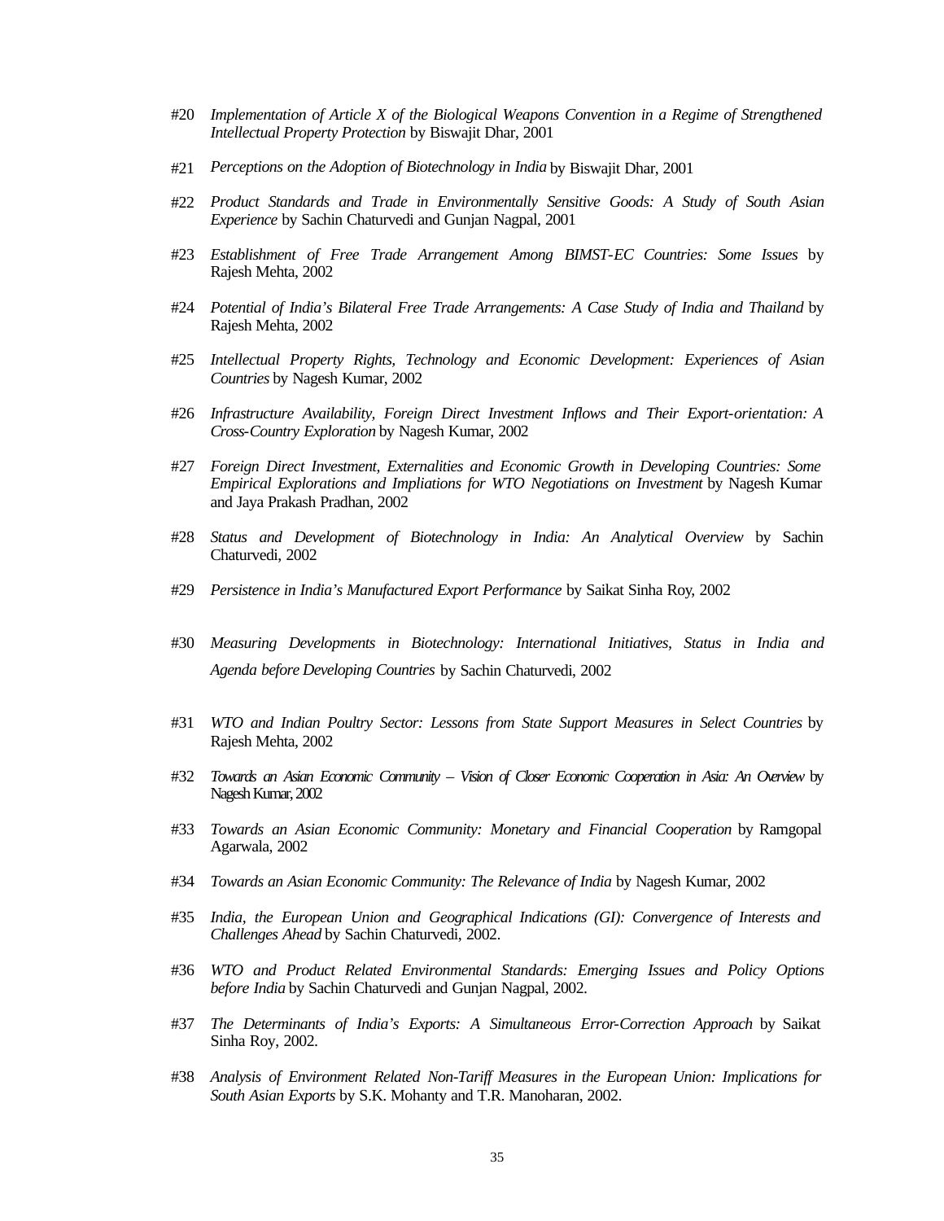#20 *Implementation of Article X of the Biological Weapons Convention in a Regime of Strengthened Intellectual Property Protection* by Biswajit Dhar, 2001

#21 *Perceptions on the Adoption of Biotechnology in India* by Biswajit Dhar, 2001

#22 *Product Standards and Trade in Environmentally Sensitive Goods: A Study of South Asian Experience* by Sachin Chaturvedi and Gunjan Nagpal, 2001

#23 *Establishment of Free Trade Arrangement Among BIMST-EC Countries: Some Issues* by Rajesh Mehta, 2002

#24 *Potential of India's Bilateral Free Trade Arrangements: A Case Study of India and Thailand* by Rajesh Mehta, 2002

#25 *Intellectual Property Rights, Technology and Economic Development: Experiences of Asian Countries* by Nagesh Kumar, 2002

#26 *Infrastructure Availability, Foreign Direct Investment Inflows and Their Export-orientation: A Cross-Country Exploration* by Nagesh Kumar, 2002

#27 *Foreign Direct Investment, Externalities and Economic Growth in Developing Countries: Some Empirical Explorations and Impliations for WTO Negotiations on Investment* by Nagesh Kumar and Jaya Prakash Pradhan, 2002

#28 *Status and Development of Biotechnology in India: An Analytical Overview* by Sachin Chaturvedi, 2002

#29 *Persistence in India's Manufactured Export Performance* by Saikat Sinha Roy, 2002

#30 *Measuring Developments in Biotechnology: International Initiatives, Status in India and Agenda before Developing Countries* by Sachin Chaturvedi, 2002

#31 *WTO and Indian Poultry Sector: Lessons from State Support Measures in Select Countries* by Rajesh Mehta, 2002

#32 *Towards an Asian Economic Community – Vision of Closer Economic Cooperation in Asia: An Overview* by Nagesh Kumar, 2002

#33 *Towards an Asian Economic Community: Monetary and Financial Cooperation* by Ramgopal Agarwala, 2002

#34 *Towards an Asian Economic Community: The Relevance of India* by Nagesh Kumar, 2002

#35 *India, the European Union and Geographical Indications (GI): Convergence of Interests and Challenges Ahead* by Sachin Chaturvedi, 2002.

#36 *WTO and Product Related Environmental Standards: Emerging Issues and Policy Options before India* by Sachin Chaturvedi and Gunjan Nagpal, 2002.

#37 *The Determinants of India's Exports: A Simultaneous Error-Correction Approach* by Saikat Sinha Roy, 2002.

#38 *Analysis of Environment Related Non-Tariff Measures in the European Union: Implications for South Asian Exports* by S.K. Mohanty and T.R. Manoharan, 2002.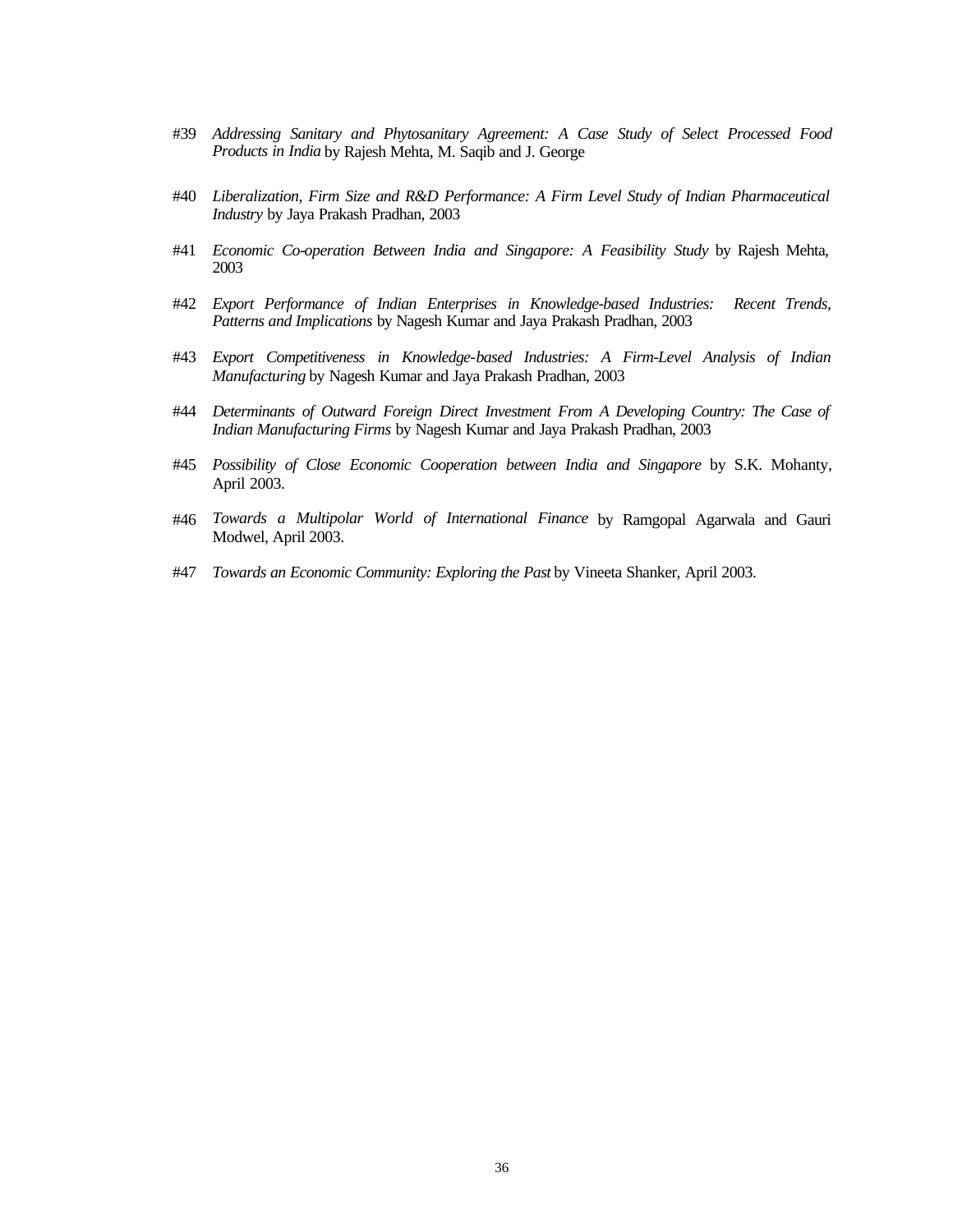#39 *Addressing Sanitary and Phytosanitary Agreement: A Case Study of Select Processed Food Products in India* by Rajesh Mehta, M. Saqib and J. George

#40 *Liberalization, Firm Size and R&D Performance: A Firm Level Study of Indian Pharmaceutical Industry* by Jaya Prakash Pradhan, 2003

#41 *Economic Co-operation Between India and Singapore: A Feasibility Study* by Rajesh Mehta, 2003

#42 *Export Performance of Indian Enterprises in Knowledge-based Industries: Recent Trends, Patterns and Implications* by Nagesh Kumar and Jaya Prakash Pradhan, 2003

#43 *Export Competitiveness in Knowledge-based Industries: A Firm-Level Analysis of Indian Manufacturing* by Nagesh Kumar and Jaya Prakash Pradhan, 2003

#44 *Determinants of Outward Foreign Direct Investment From A Developing Country: The Case of Indian Manufacturing Firms* by Nagesh Kumar and Jaya Prakash Pradhan, 2003

#45 *Possibility of Close Economic Cooperation between India and Singapore* by S.K. Mohanty, April 2003.

#46 *Towards a Multipolar World of International Finance* by Ramgopal Agarwala and Gauri Modwel, April 2003.

#47 *Towards an Economic Community: Exploring the Past* by Vineeta Shanker, April 2003.